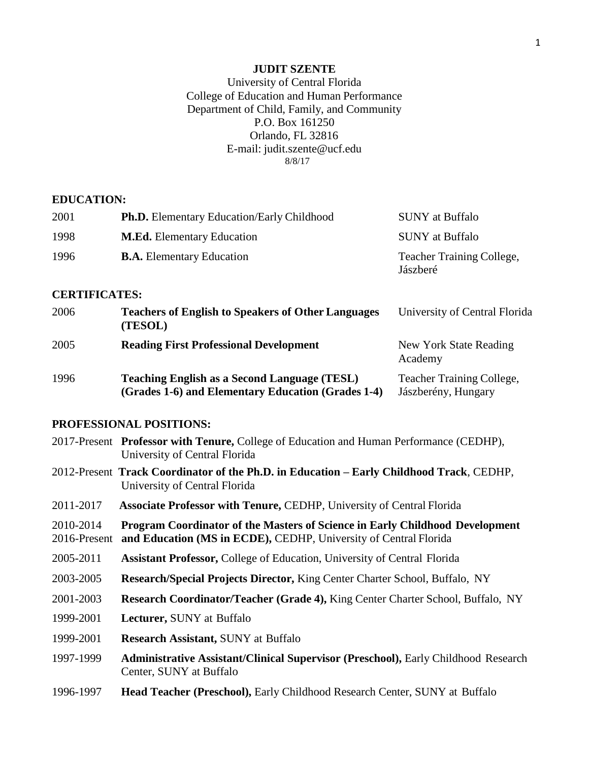# JUDIT SZENTE

University of Central Florida
College of Education and Human Performance
Department of Child, Family, and Community
P.O. Box 161250
Orlando, FL 32816
E-mail: judit.szente@ucf.edu
8/8/17

## EDUCATION:

| | | |
|---|---|---|
| 2001 | **Ph.D.** Elementary Education/Early Childhood | SUNY at Buffalo |
| 1998 | **M.Ed.** Elementary Education | SUNY at Buffalo |
| 1996 | **B.A.** Elementary Education | Teacher Training College, Jászberé |

## CERTIFICATES:

| | | |
|---|---|---|
| 2006 | **Teachers of English to Speakers of Other Languages (TESOL)** | University of Central Florida |
| 2005 | **Reading First Professional Development** | New York State Reading Academy |
| 1996 | **Teaching English as a Second Language (TESL) (Grades 1-6) and Elementary Education (Grades 1-4)** | Teacher Training College, Jászberény, Hungary |

## PROFESSIONAL POSITIONS:

2017-Present **Professor with Tenure,** College of Education and Human Performance (CEDHP), University of Central Florida

2012-Present **Track Coordinator of the Ph.D. in Education – Early Childhood Track**, CEDHP, University of Central Florida

2011-2017 **Associate Professor with Tenure,** CEDHP, University of Central Florida

2010-2014, 2016-Present **Program Coordinator of the Masters of Science in Early Childhood Development and Education (MS in ECDE),** CEDHP, University of Central Florida

2005-2011 **Assistant Professor,** College of Education, University of Central Florida

2003-2005 **Research/Special Projects Director,** King Center Charter School, Buffalo, NY

2001-2003 **Research Coordinator/Teacher (Grade 4),** King Center Charter School, Buffalo, NY

1999-2001 **Lecturer,** SUNY at Buffalo

1999-2001 **Research Assistant,** SUNY at Buffalo

1997-1999 **Administrative Assistant/Clinical Supervisor (Preschool),** Early Childhood Research Center, SUNY at Buffalo

1996-1997 **Head Teacher (Preschool),** Early Childhood Research Center, SUNY at Buffalo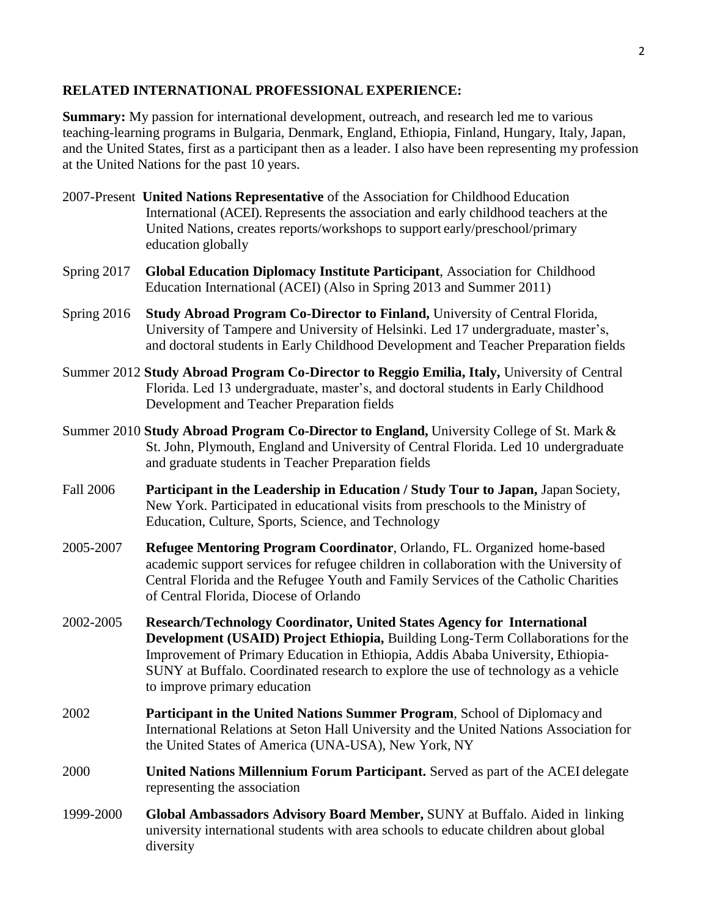## RELATED INTERNATIONAL PROFESSIONAL EXPERIENCE:

**Summary:** My passion for international development, outreach, and research led me to various teaching-learning programs in Bulgaria, Denmark, England, Ethiopia, Finland, Hungary, Italy, Japan, and the United States, first as a participant then as a leader. I also have been representing my profession at the United Nations for the past 10 years.

2007-Present **United Nations Representative** of the Association for Childhood Education International (ACEI). Represents the association and early childhood teachers at the United Nations, creates reports/workshops to support early/preschool/primary education globally

Spring 2017 **Global Education Diplomacy Institute Participant**, Association for Childhood Education International (ACEI) (Also in Spring 2013 and Summer 2011)

Spring 2016 **Study Abroad Program Co-Director to Finland,** University of Central Florida, University of Tampere and University of Helsinki. Led 17 undergraduate, master's, and doctoral students in Early Childhood Development and Teacher Preparation fields

Summer 2012 **Study Abroad Program Co-Director to Reggio Emilia, Italy,** University of Central Florida. Led 13 undergraduate, master's, and doctoral students in Early Childhood Development and Teacher Preparation fields

Summer 2010 **Study Abroad Program Co-Director to England,** University College of St. Mark & St. John, Plymouth, England and University of Central Florida. Led 10 undergraduate and graduate students in Teacher Preparation fields

Fall 2006 **Participant in the Leadership in Education / Study Tour to Japan,** Japan Society, New York. Participated in educational visits from preschools to the Ministry of Education, Culture, Sports, Science, and Technology

2005-2007 **Refugee Mentoring Program Coordinator**, Orlando, FL. Organized home-based academic support services for refugee children in collaboration with the University of Central Florida and the Refugee Youth and Family Services of the Catholic Charities of Central Florida, Diocese of Orlando

2002-2005 **Research/Technology Coordinator, United States Agency for International Development (USAID) Project Ethiopia,** Building Long-Term Collaborations for the Improvement of Primary Education in Ethiopia, Addis Ababa University, Ethiopia-SUNY at Buffalo. Coordinated research to explore the use of technology as a vehicle to improve primary education

2002 **Participant in the United Nations Summer Program**, School of Diplomacy and International Relations at Seton Hall University and the United Nations Association for the United States of America (UNA-USA), New York, NY

2000 **United Nations Millennium Forum Participant.** Served as part of the ACEI delegate representing the association

1999-2000 **Global Ambassadors Advisory Board Member,** SUNY at Buffalo. Aided in linking university international students with area schools to educate children about global diversity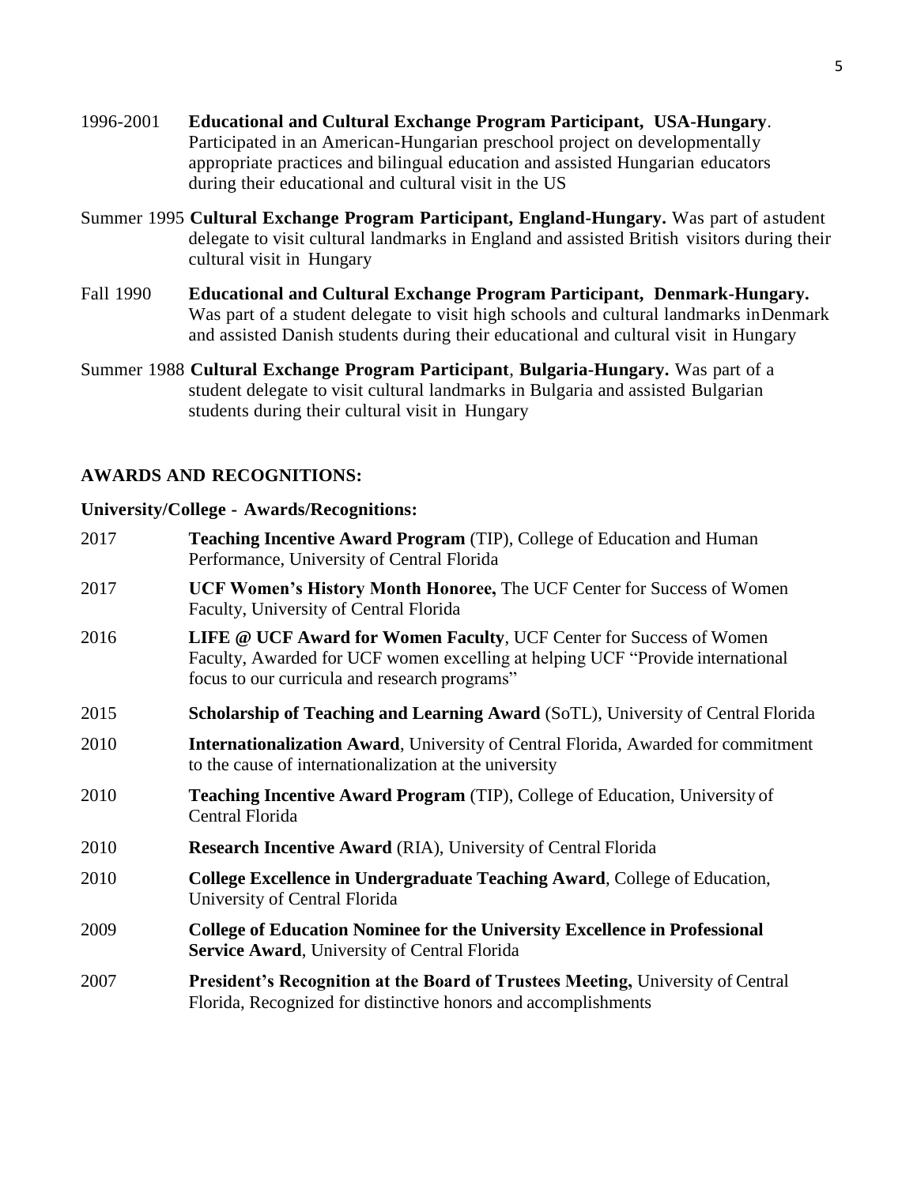1996-2001 **Educational and Cultural Exchange Program Participant, USA-Hungary**. Participated in an American-Hungarian preschool project on developmentally appropriate practices and bilingual education and assisted Hungarian educators during their educational and cultural visit in the US

Summer 1995 **Cultural Exchange Program Participant, England-Hungary.** Was part of a student delegate to visit cultural landmarks in England and assisted British visitors during their cultural visit in Hungary

Fall 1990 **Educational and Cultural Exchange Program Participant, Denmark-Hungary.** Was part of a student delegate to visit high schools and cultural landmarks in Denmark and assisted Danish students during their educational and cultural visit in Hungary

Summer 1988 **Cultural Exchange Program Participant**, **Bulgaria-Hungary.** Was part of a student delegate to visit cultural landmarks in Bulgaria and assisted Bulgarian students during their cultural visit in Hungary

## AWARDS AND RECOGNITIONS:

### University/College - Awards/Recognitions:

2017 **Teaching Incentive Award Program** (TIP), College of Education and Human Performance, University of Central Florida

2017 **UCF Women's History Month Honoree,** The UCF Center for Success of Women Faculty, University of Central Florida

2016 **LIFE @ UCF Award for Women Faculty**, UCF Center for Success of Women Faculty, Awarded for UCF women excelling at helping UCF "Provide international focus to our curricula and research programs"

2015 **Scholarship of Teaching and Learning Award** (SoTL), University of Central Florida

2010 **Internationalization Award**, University of Central Florida, Awarded for commitment to the cause of internationalization at the university

2010 **Teaching Incentive Award Program** (TIP), College of Education, University of Central Florida

2010 **Research Incentive Award** (RIA), University of Central Florida

2010 **College Excellence in Undergraduate Teaching Award**, College of Education, University of Central Florida

2009 **College of Education Nominee for the University Excellence in Professional Service Award**, University of Central Florida

2007 **President's Recognition at the Board of Trustees Meeting,** University of Central Florida, Recognized for distinctive honors and accomplishments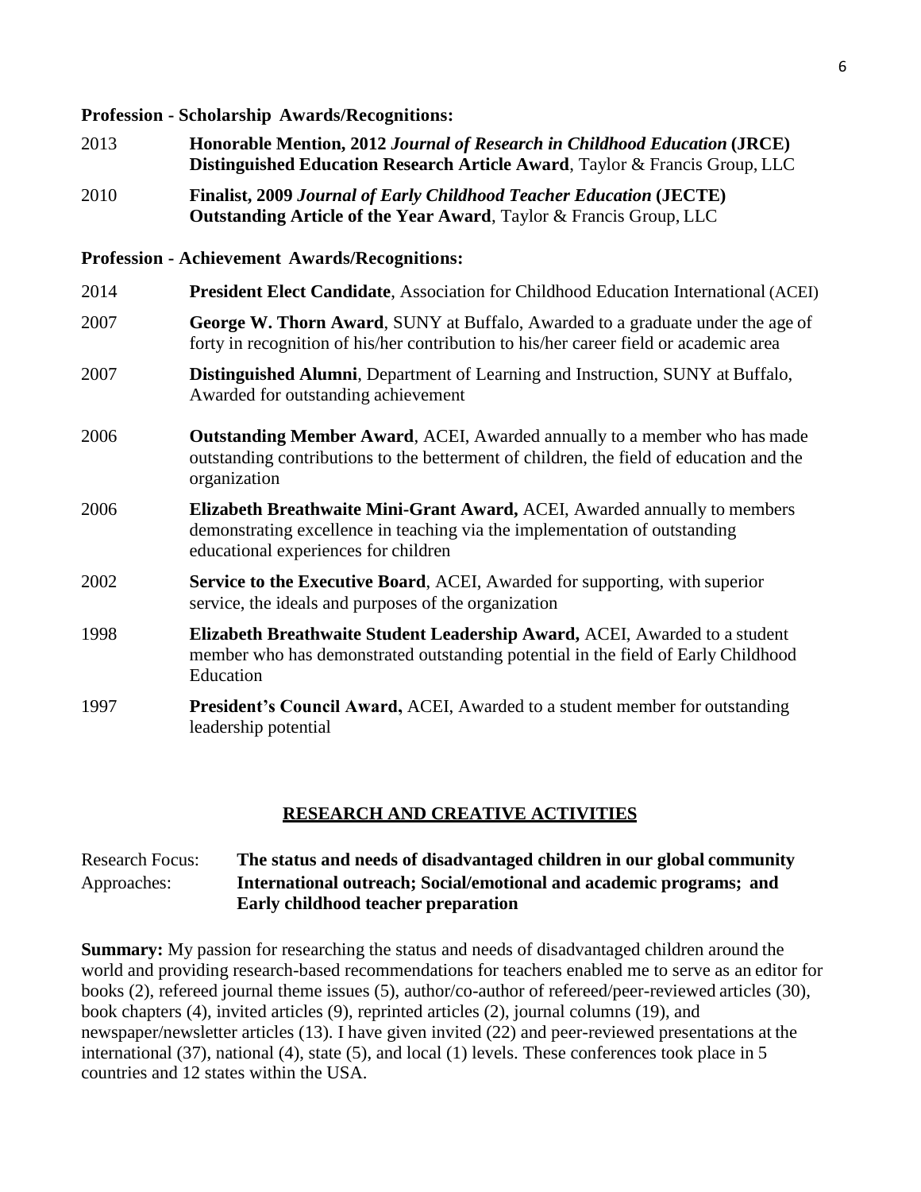**Profession - Scholarship Awards/Recognitions:**

2013 **Honorable Mention, 2012 *Journal of Research in Childhood Education* (JRCE) Distinguished Education Research Article Award**, Taylor & Francis Group, LLC

2010 **Finalist, 2009 *Journal of Early Childhood Teacher Education* (JECTE) Outstanding Article of the Year Award**, Taylor & Francis Group, LLC

**Profession - Achievement Awards/Recognitions:**

2014 **President Elect Candidate**, Association for Childhood Education International (ACEI)

2007 **George W. Thorn Award**, SUNY at Buffalo, Awarded to a graduate under the age of forty in recognition of his/her contribution to his/her career field or academic area

2007 **Distinguished Alumni**, Department of Learning and Instruction, SUNY at Buffalo, Awarded for outstanding achievement

2006 **Outstanding Member Award**, ACEI, Awarded annually to a member who has made outstanding contributions to the betterment of children, the field of education and the organization

2006 **Elizabeth Breathwaite Mini-Grant Award,** ACEI, Awarded annually to members demonstrating excellence in teaching via the implementation of outstanding educational experiences for children

2002 **Service to the Executive Board**, ACEI, Awarded for supporting, with superior service, the ideals and purposes of the organization

1998 **Elizabeth Breathwaite Student Leadership Award,** ACEI, Awarded to a student member who has demonstrated outstanding potential in the field of Early Childhood Education

1997 **President's Council Award,** ACEI, Awarded to a student member for outstanding leadership potential

## RESEARCH AND CREATIVE ACTIVITIES

Research Focus: **The status and needs of disadvantaged children in our global community**
Approaches: **International outreach; Social/emotional and academic programs; and Early childhood teacher preparation**

**Summary:** My passion for researching the status and needs of disadvantaged children around the world and providing research-based recommendations for teachers enabled me to serve as an editor for books (2), refereed journal theme issues (5), author/co-author of refereed/peer-reviewed articles (30), book chapters (4), invited articles (9), reprinted articles (2), journal columns (19), and newspaper/newsletter articles (13). I have given invited (22) and peer-reviewed presentations at the international (37), national (4), state (5), and local (1) levels. These conferences took place in 5 countries and 12 states within the USA.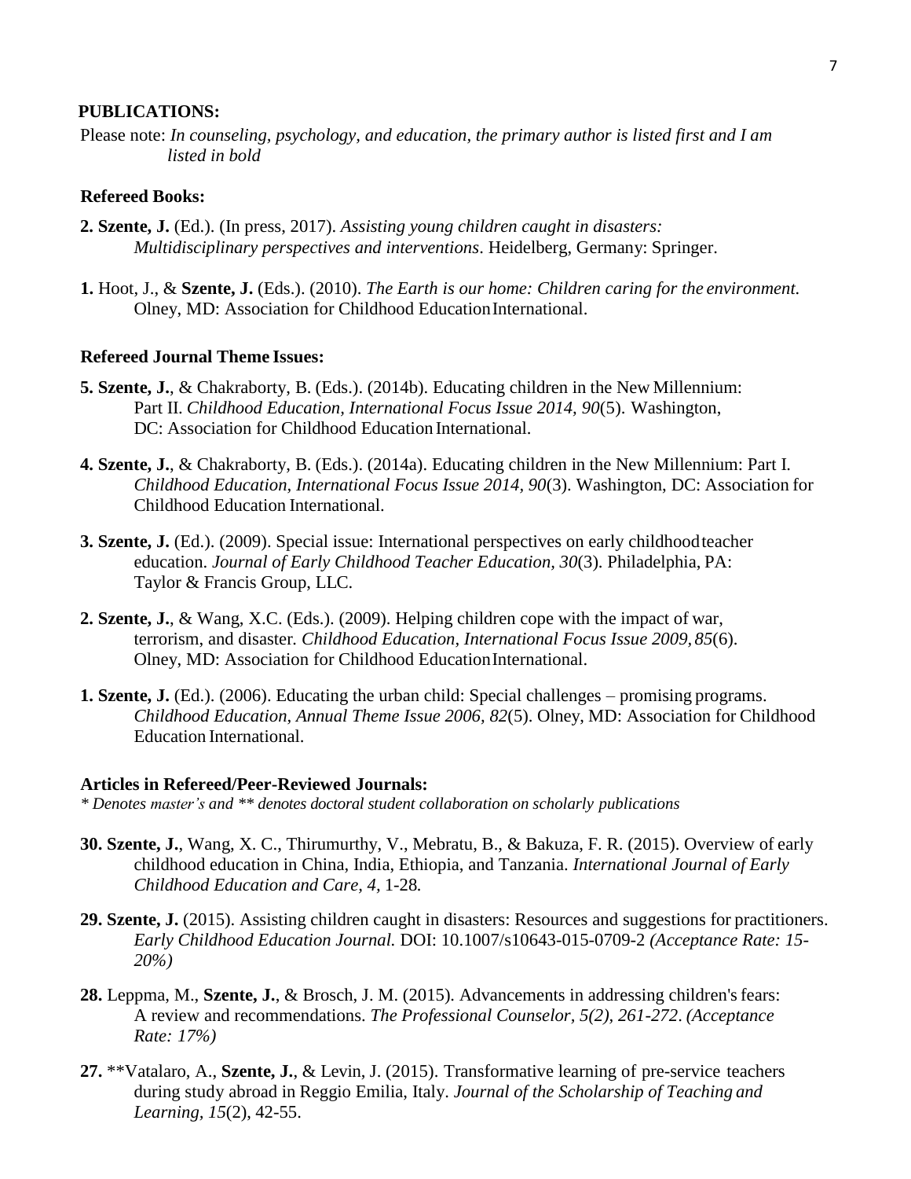## PUBLICATIONS:

Please note: *In counseling, psychology, and education, the primary author is listed first and I am listed in bold*

### Refereed Books:

**2. Szente, J.** (Ed.). (In press, 2017). *Assisting young children caught in disasters: Multidisciplinary perspectives and interventions*. Heidelberg, Germany: Springer.

**1.** Hoot, J., & **Szente, J.** (Eds.). (2010). *The Earth is our home: Children caring for the environment.* Olney, MD: Association for Childhood Education International.

### Refereed Journal Theme Issues:

**5. Szente, J.**, & Chakraborty, B. (Eds.). (2014b). Educating children in the New Millennium: Part II. *Childhood Education, International Focus Issue 2014, 90*(5). Washington, DC: Association for Childhood Education International.

**4. Szente, J.**, & Chakraborty, B. (Eds.). (2014a). Educating children in the New Millennium: Part I. *Childhood Education, International Focus Issue 2014, 90*(3). Washington, DC: Association for Childhood Education International.

**3. Szente, J.** (Ed.). (2009). Special issue: International perspectives on early childhood teacher education. *Journal of Early Childhood Teacher Education, 30*(3). Philadelphia, PA: Taylor & Francis Group, LLC.

**2. Szente, J.**, & Wang, X.C. (Eds.). (2009). Helping children cope with the impact of war, terrorism, and disaster. *Childhood Education, International Focus Issue 2009, 85*(6). Olney, MD: Association for Childhood Education International.

**1. Szente, J.** (Ed.). (2006). Educating the urban child: Special challenges – promising programs. *Childhood Education, Annual Theme Issue 2006, 82*(5). Olney, MD: Association for Childhood Education International.

### Articles in Refereed/Peer-Reviewed Journals:

*\* Denotes master's and \*\* denotes doctoral student collaboration on scholarly publications*

**30. Szente, J.**, Wang, X. C., Thirumurthy, V., Mebratu, B., & Bakuza, F. R. (2015). Overview of early childhood education in China, India, Ethiopia, and Tanzania. *International Journal of Early Childhood Education and Care, 4,* 1-28*.*

**29. Szente, J.** (2015). Assisting children caught in disasters: Resources and suggestions for practitioners. *Early Childhood Education Journal.* DOI: 10.1007/s10643-015-0709-2 *(Acceptance Rate: 15-20%)*

**28.** Leppma, M., **Szente, J.**, & Brosch, J. M. (2015). Advancements in addressing children's fears: A review and recommendations. *The Professional Counselor, 5(2), 261-272*. *(Acceptance Rate: 17%)*

**27.** \*\*Vatalaro, A., **Szente, J.**, & Levin, J. (2015). Transformative learning of pre-service teachers during study abroad in Reggio Emilia, Italy. *Journal of the Scholarship of Teaching and Learning, 15*(2), 42-55.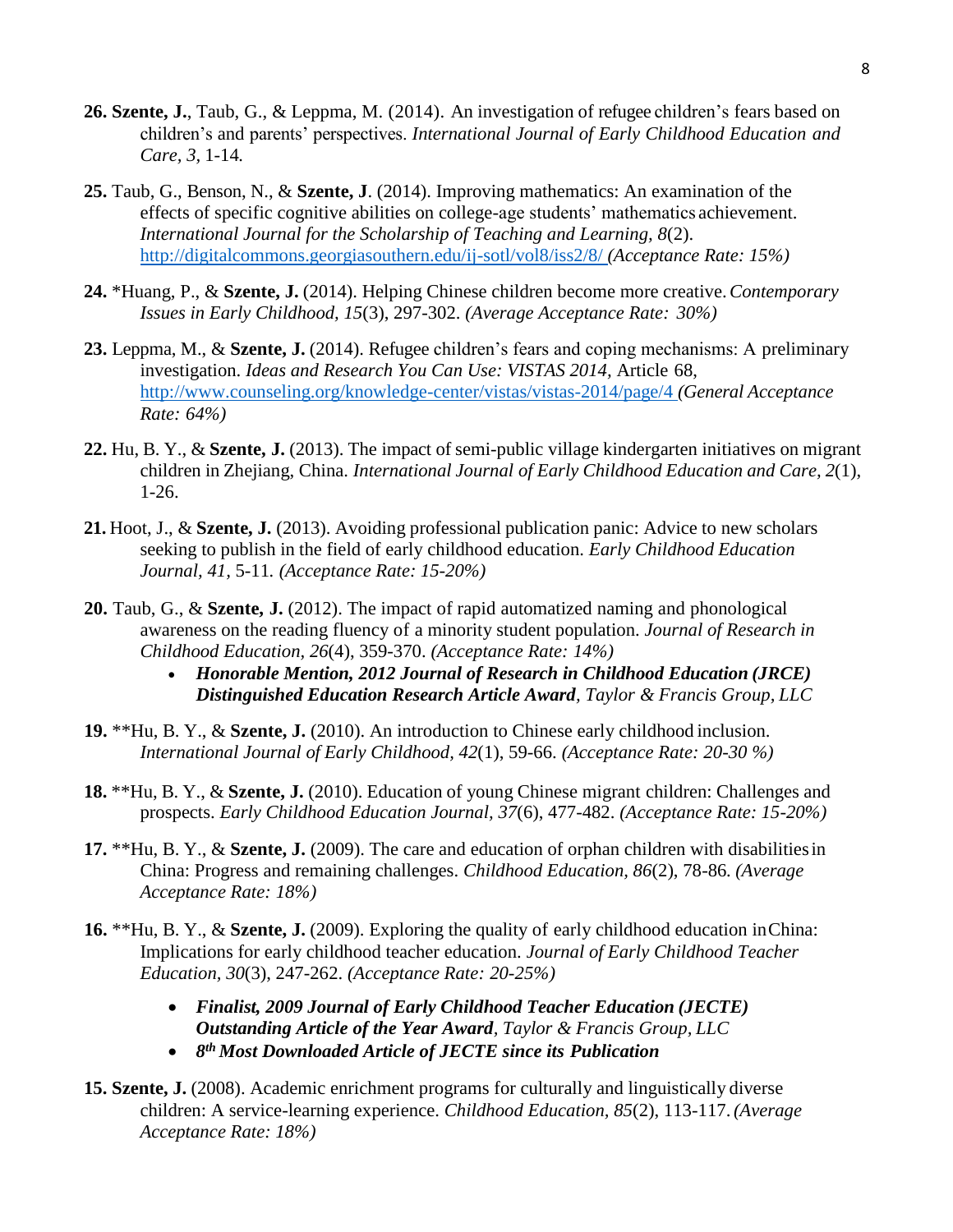**26. Szente, J.**, Taub, G., & Leppma, M. (2014). An investigation of refugee children's fears based on children's and parents' perspectives. *International Journal of Early Childhood Education and Care, 3,* 1-14.

**25.** Taub, G., Benson, N., & **Szente, J**. (2014). Improving mathematics: An examination of the effects of specific cognitive abilities on college-age students' mathematics achievement. *International Journal for the Scholarship of Teaching and Learning, 8*(2). http://digitalcommons.georgiasouthern.edu/ij-sotl/vol8/iss2/8/ *(Acceptance Rate: 15%)*

**24.** *Huang, P., & **Szente, J.** (2014). Helping Chinese children become more creative. *Contemporary Issues in Early Childhood, 15*(3), 297-302. *(Average Acceptance Rate: 30%)*

**23.** Leppma, M., & **Szente, J.** (2014). Refugee children's fears and coping mechanisms: A preliminary investigation. *Ideas and Research You Can Use: VISTAS 2014,* Article 68, http://www.counseling.org/knowledge-center/vistas/vistas-2014/page/4 *(General Acceptance Rate: 64%)*

**22.** Hu, B. Y., & **Szente, J.** (2013). The impact of semi-public village kindergarten initiatives on migrant children in Zhejiang, China. *International Journal of Early Childhood Education and Care, 2*(1), 1-26.

**21.** Hoot, J., & **Szente, J.** (2013). Avoiding professional publication panic: Advice to new scholars seeking to publish in the field of early childhood education. *Early Childhood Education Journal, 41,* 5-11. *(Acceptance Rate: 15-20%)*

**20.** Taub, G., & **Szente, J.** (2012). The impact of rapid automatized naming and phonological awareness on the reading fluency of a minority student population. *Journal of Research in Childhood Education, 26*(4), 359-370. *(Acceptance Rate: 14%)*

- ***Honorable Mention, 2012 Journal of Research in Childhood Education (JRCE) Distinguished Education Research Article Award****, Taylor & Francis Group, LLC*

**19.** **Hu, B. Y., & **Szente, J.** (2010). An introduction to Chinese early childhood inclusion. *International Journal of Early Childhood, 42*(1), 59-66. *(Acceptance Rate: 20-30 %)*

**18.** **Hu, B. Y., & **Szente, J.** (2010). Education of young Chinese migrant children: Challenges and prospects. *Early Childhood Education Journal, 37*(6), 477-482. *(Acceptance Rate: 15-20%)*

**17.** **Hu, B. Y., & **Szente, J.** (2009). The care and education of orphan children with disabilities in China: Progress and remaining challenges. *Childhood Education, 86*(2), 78-86. *(Average Acceptance Rate: 18%)*

**16.** **Hu, B. Y., & **Szente, J.** (2009). Exploring the quality of early childhood education in China: Implications for early childhood teacher education. *Journal of Early Childhood Teacher Education, 30*(3), 247-262. *(Acceptance Rate: 20-25%)*

- ***Finalist, 2009 Journal of Early Childhood Teacher Education (JECTE) Outstanding Article of the Year Award****, Taylor & Francis Group, LLC*
- ***8th Most Downloaded Article of JECTE since its Publication***

**15. Szente, J.** (2008). Academic enrichment programs for culturally and linguistically diverse children: A service-learning experience. *Childhood Education, 85*(2), 113-117. *(Average Acceptance Rate: 18%)*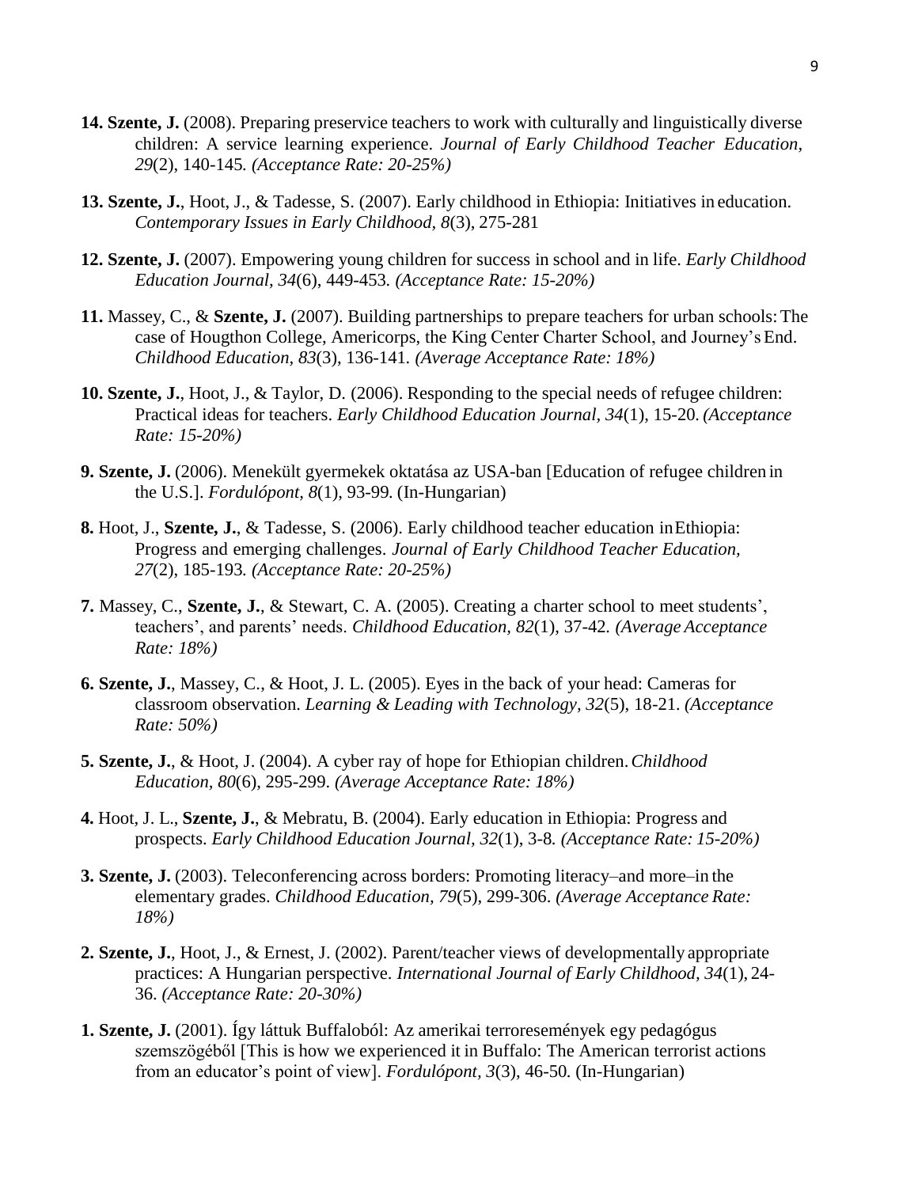**14. Szente, J.** (2008). Preparing preservice teachers to work with culturally and linguistically diverse children: A service learning experience. *Journal of Early Childhood Teacher Education, 29*(2), 140-145. *(Acceptance Rate: 20-25%)*

**13. Szente, J.**, Hoot, J., & Tadesse, S. (2007). Early childhood in Ethiopia: Initiatives in education. *Contemporary Issues in Early Childhood, 8*(3), 275-281

**12. Szente, J.** (2007). Empowering young children for success in school and in life. *Early Childhood Education Journal, 34*(6), 449-453. *(Acceptance Rate: 15-20%)*

**11.** Massey, C., & **Szente, J.** (2007). Building partnerships to prepare teachers for urban schools: The case of Hougthon College, Americorps, the King Center Charter School, and Journey's End. *Childhood Education, 83*(3), 136-141. *(Average Acceptance Rate: 18%)*

**10. Szente, J.**, Hoot, J., & Taylor, D. (2006). Responding to the special needs of refugee children: Practical ideas for teachers. *Early Childhood Education Journal, 34*(1), 15-20. *(Acceptance Rate: 15-20%)*

**9. Szente, J.** (2006). Menekült gyermekek oktatása az USA-ban [Education of refugee children in the U.S.]. *Fordulópont, 8*(1), 93-99. (In-Hungarian)

**8.** Hoot, J., **Szente, J.**, & Tadesse, S. (2006). Early childhood teacher education in Ethiopia: Progress and emerging challenges. *Journal of Early Childhood Teacher Education, 27*(2), 185-193. *(Acceptance Rate: 20-25%)*

**7.** Massey, C., **Szente, J.**, & Stewart, C. A. (2005). Creating a charter school to meet students', teachers', and parents' needs. *Childhood Education, 82*(1), 37-42. *(Average Acceptance Rate: 18%)*

**6. Szente, J.**, Massey, C., & Hoot, J. L. (2005). Eyes in the back of your head: Cameras for classroom observation. *Learning & Leading with Technology, 32*(5), 18-21. *(Acceptance Rate: 50%)*

**5. Szente, J.**, & Hoot, J. (2004). A cyber ray of hope for Ethiopian children. *Childhood Education, 80*(6), 295-299. *(Average Acceptance Rate: 18%)*

**4.** Hoot, J. L., **Szente, J.**, & Mebratu, B. (2004). Early education in Ethiopia: Progress and prospects. *Early Childhood Education Journal, 32*(1), 3-8. *(Acceptance Rate: 15-20%)*

**3. Szente, J.** (2003). Teleconferencing across borders: Promoting literacy–and more–in the elementary grades. *Childhood Education, 79*(5), 299-306. *(Average Acceptance Rate: 18%)*

**2. Szente, J.**, Hoot, J., & Ernest, J. (2002). Parent/teacher views of developmentally appropriate practices: A Hungarian perspective. *International Journal of Early Childhood, 34*(1), 24-36. *(Acceptance Rate: 20-30%)*

**1. Szente, J.** (2001). Így láttuk Buffaloból: Az amerikai terroresemények egy pedagógus szemszögéből [This is how we experienced it in Buffalo: The American terrorist actions from an educator's point of view]. *Fordulópont, 3*(3), 46-50. (In-Hungarian)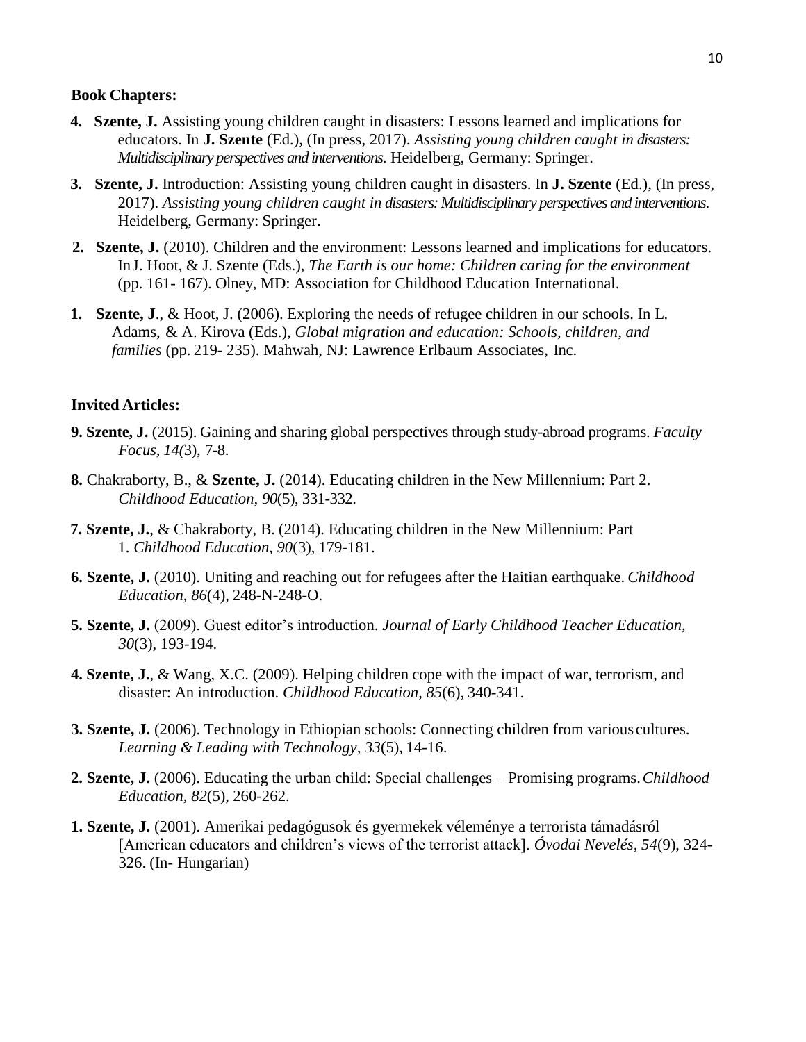**Book Chapters:**

4. **Szente, J.** Assisting young children caught in disasters: Lessons learned and implications for educators. In **J. Szente** (Ed.), (In press, 2017). *Assisting young children caught in disasters: Multidisciplinary perspectives and interventions.* Heidelberg, Germany: Springer.

3. **Szente, J.** Introduction: Assisting young children caught in disasters. In **J. Szente** (Ed.), (In press, 2017). *Assisting young children caught in disasters: Multidisciplinary perspectives and interventions.* Heidelberg, Germany: Springer.

2. **Szente, J.** (2010). Children and the environment: Lessons learned and implications for educators. In J. Hoot, & J. Szente (Eds.), *The Earth is our home: Children caring for the environment* (pp. 161- 167). Olney, MD: Association for Childhood Education International.

1. **Szente, J**., & Hoot, J. (2006). Exploring the needs of refugee children in our schools. In L. Adams, & A. Kirova (Eds.), *Global migration and education: Schools, children, and families* (pp. 219- 235). Mahwah, NJ: Lawrence Erlbaum Associates, Inc.

**Invited Articles:**

9. **Szente, J.** (2015). Gaining and sharing global perspectives through study-abroad programs. *Faculty Focus*, *14(*3), 7-8.

8. Chakraborty, B., & **Szente, J.** (2014). Educating children in the New Millennium: Part 2. *Childhood Education*, *90*(5), 331-332.

7. **Szente, J.**, & Chakraborty, B. (2014). Educating children in the New Millennium: Part 1. *Childhood Education, 90*(3), 179-181.

6. **Szente, J.** (2010). Uniting and reaching out for refugees after the Haitian earthquake. *Childhood Education, 86*(4), 248-N-248-O.

5. **Szente, J.** (2009). Guest editor's introduction. *Journal of Early Childhood Teacher Education, 30*(3), 193-194.

4. **Szente, J.**, & Wang, X.C. (2009). Helping children cope with the impact of war, terrorism, and disaster: An introduction. *Childhood Education*, *85*(6), 340-341.

3. **Szente, J.** (2006). Technology in Ethiopian schools: Connecting children from various cultures. *Learning & Leading with Technology, 33*(5), 14-16.

2. **Szente, J.** (2006). Educating the urban child: Special challenges – Promising programs. *Childhood Education, 82*(5), 260-262.

1. **Szente, J.** (2001). Amerikai pedagógusok és gyermekek véleménye a terrorista támadásról [American educators and children's views of the terrorist attack]. *Óvodai Nevelés, 54*(9), 324-326. (In- Hungarian)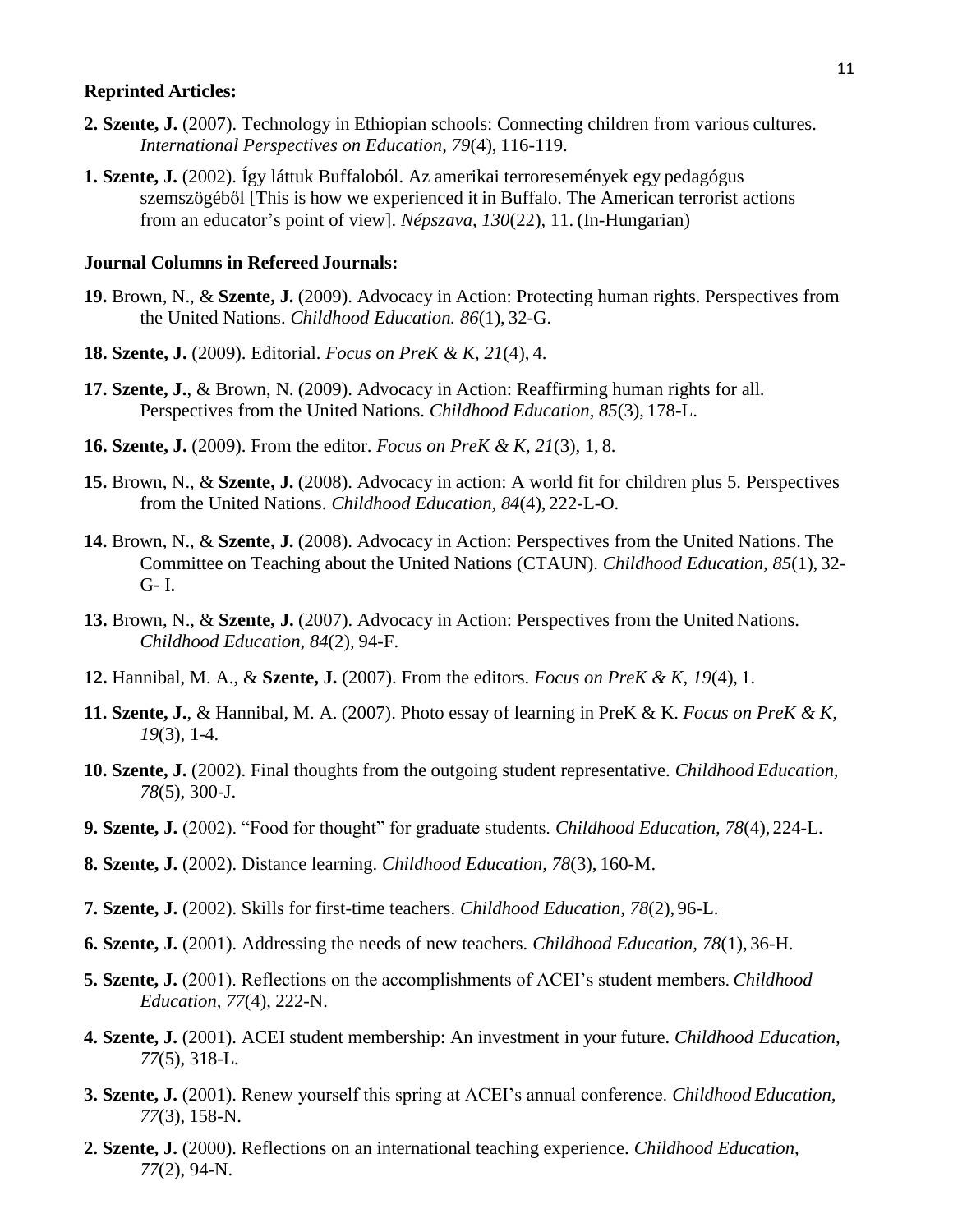**Reprinted Articles:**

**2. Szente, J.** (2007). Technology in Ethiopian schools: Connecting children from various cultures. *International Perspectives on Education, 79*(4), 116-119.

**1. Szente, J.** (2002). Így láttuk Buffaloból. Az amerikai terroresemények egy pedagógus szemszögéből [This is how we experienced it in Buffalo. The American terrorist actions from an educator's point of view]. *Népszava, 130*(22), 11. (In-Hungarian)

**Journal Columns in Refereed Journals:**

**19.** Brown, N., & **Szente, J.** (2009). Advocacy in Action: Protecting human rights. Perspectives from the United Nations. *Childhood Education. 86*(1), 32-G.

**18. Szente, J.** (2009). Editorial. *Focus on PreK & K, 21*(4), 4.

**17. Szente, J.**, & Brown, N. (2009). Advocacy in Action: Reaffirming human rights for all. Perspectives from the United Nations. *Childhood Education, 85*(3), 178-L.

**16. Szente, J.** (2009). From the editor. *Focus on PreK & K, 21*(3), 1, 8.

**15.** Brown, N., & **Szente, J.** (2008). Advocacy in action: A world fit for children plus 5. Perspectives from the United Nations. *Childhood Education, 84*(4), 222-L-O.

**14.** Brown, N., & **Szente, J.** (2008). Advocacy in Action: Perspectives from the United Nations. The Committee on Teaching about the United Nations (CTAUN). *Childhood Education, 85*(1), 32-G- I.

**13.** Brown, N., & **Szente, J.** (2007). Advocacy in Action: Perspectives from the United Nations. *Childhood Education, 84*(2), 94-F.

**12.** Hannibal, M. A., & **Szente, J.** (2007). From the editors. *Focus on PreK & K, 19*(4), 1.

**11. Szente, J.**, & Hannibal, M. A. (2007). Photo essay of learning in PreK & K. *Focus on PreK & K, 19*(3), 1-4.

**10. Szente, J.** (2002). Final thoughts from the outgoing student representative. *Childhood Education, 78*(5), 300-J.

**9. Szente, J.** (2002). "Food for thought" for graduate students. *Childhood Education, 78*(4), 224-L.

**8. Szente, J.** (2002). Distance learning. *Childhood Education, 78*(3), 160-M.

**7. Szente, J.** (2002). Skills for first-time teachers. *Childhood Education, 78*(2), 96-L.

**6. Szente, J.** (2001). Addressing the needs of new teachers. *Childhood Education, 78*(1), 36-H.

**5. Szente, J.** (2001). Reflections on the accomplishments of ACEI's student members. *Childhood Education, 77*(4), 222-N.

**4. Szente, J.** (2001). ACEI student membership: An investment in your future. *Childhood Education, 77*(5), 318-L.

**3. Szente, J.** (2001). Renew yourself this spring at ACEI's annual conference. *Childhood Education, 77*(3), 158-N.

**2. Szente, J.** (2000). Reflections on an international teaching experience. *Childhood Education, 77*(2), 94-N.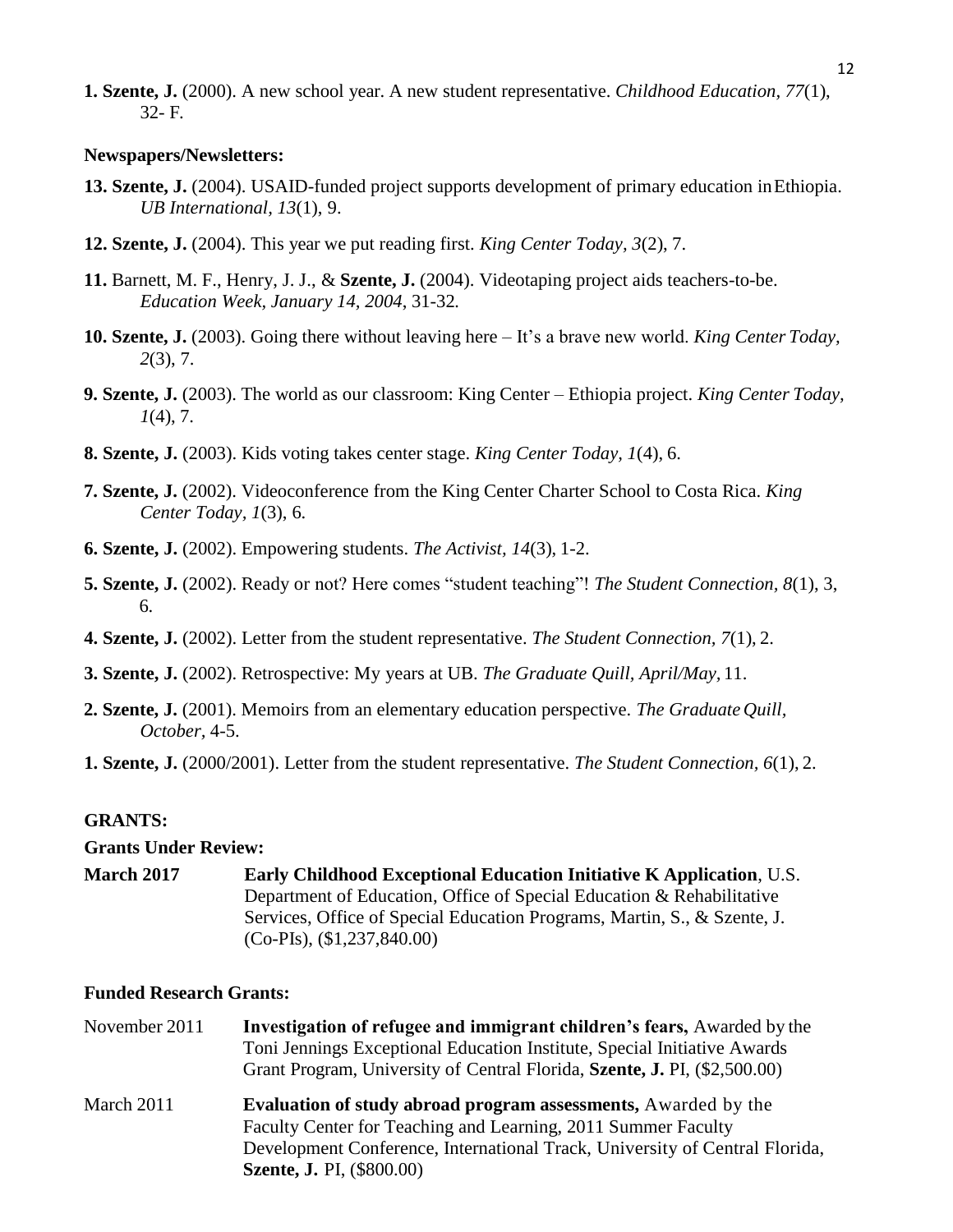**1. Szente, J.** (2000). A new school year. A new student representative. *Childhood Education, 77*(1), 32- F.

**Newspapers/Newsletters:**

**13. Szente, J.** (2004). USAID-funded project supports development of primary education in Ethiopia. *UB International*, *13*(1), 9.

**12. Szente, J.** (2004). This year we put reading first. *King Center Today, 3*(2), 7.

**11.** Barnett, M. F., Henry, J. J., & **Szente, J.** (2004). Videotaping project aids teachers-to-be. *Education Week, January 14, 2004*, 31-32*.*

**10. Szente, J.** (2003). Going there without leaving here – It's a brave new world. *King Center Today, 2*(3), 7.

**9. Szente, J.** (2003). The world as our classroom: King Center – Ethiopia project. *King Center Today, 1*(4), 7.

**8. Szente, J.** (2003). Kids voting takes center stage. *King Center Today, 1*(4), 6.

**7. Szente, J.** (2002). Videoconference from the King Center Charter School to Costa Rica. *King Center Today, 1*(3), 6*.*

**6. Szente, J.** (2002). Empowering students. *The Activist, 14*(3), 1-2.

**5. Szente, J.** (2002). Ready or not? Here comes "student teaching"! *The Student Connection, 8*(1), 3, 6*.*

**4. Szente, J.** (2002). Letter from the student representative. *The Student Connection, 7*(1), 2.

**3. Szente, J.** (2002). Retrospective: My years at UB. *The Graduate Quill, April/May,* 11.

**2. Szente, J.** (2001). Memoirs from an elementary education perspective. *The Graduate Quill, October,* 4-5.

**1. Szente, J.** (2000/2001). Letter from the student representative. *The Student Connection, 6*(1), 2.

**GRANTS:**

**Grants Under Review:**

**March 2017** — **Early Childhood Exceptional Education Initiative K Application**, U.S. Department of Education, Office of Special Education & Rehabilitative Services, Office of Special Education Programs, Martin, S., & Szente, J. (Co-PIs), ($1,237,840.00)

**Funded Research Grants:**

November 2011 — **Investigation of refugee and immigrant children's fears,** Awarded by the Toni Jennings Exceptional Education Institute, Special Initiative Awards Grant Program, University of Central Florida, **Szente, J.** PI, ($2,500.00)

March 2011 — **Evaluation of study abroad program assessments,** Awarded by the Faculty Center for Teaching and Learning, 2011 Summer Faculty Development Conference, International Track, University of Central Florida, **Szente, J.** PI, ($800.00)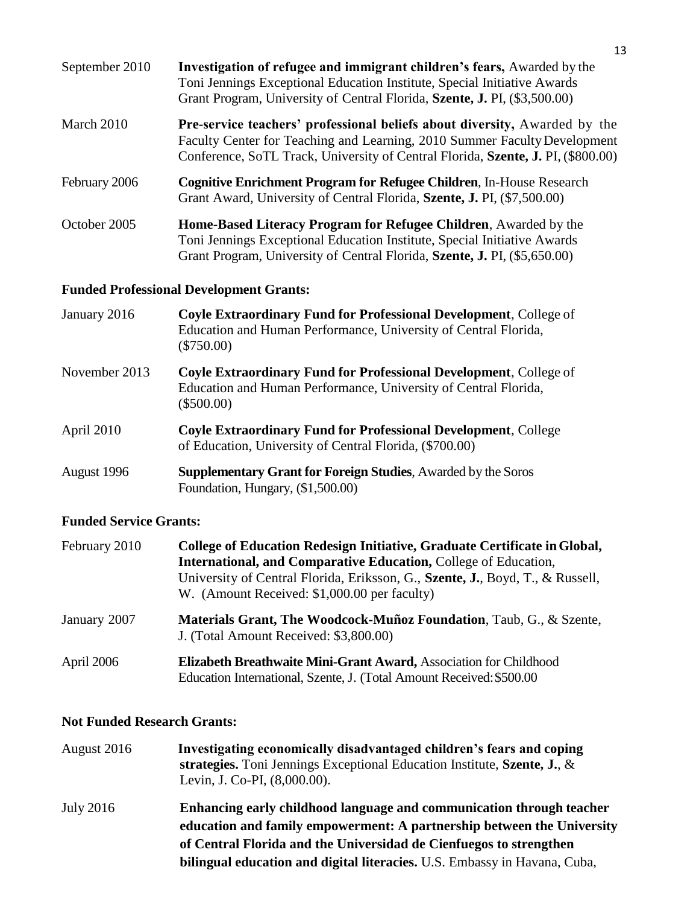September 2010 **Investigation of refugee and immigrant children's fears,** Awarded by the Toni Jennings Exceptional Education Institute, Special Initiative Awards Grant Program, University of Central Florida, **Szente, J.** PI, ($3,500.00)

March 2010 **Pre-service teachers' professional beliefs about diversity,** Awarded by the Faculty Center for Teaching and Learning, 2010 Summer Faculty Development Conference, SoTL Track, University of Central Florida, **Szente, J.** PI, ($800.00)

February 2006 **Cognitive Enrichment Program for Refugee Children**, In-House Research Grant Award, University of Central Florida, **Szente, J.** PI, ($7,500.00)

October 2005 **Home-Based Literacy Program for Refugee Children**, Awarded by the Toni Jennings Exceptional Education Institute, Special Initiative Awards Grant Program, University of Central Florida, **Szente, J.** PI, ($5,650.00)

### Funded Professional Development Grants:

January 2016 **Coyle Extraordinary Fund for Professional Development**, College of Education and Human Performance, University of Central Florida, ($750.00)

November 2013 **Coyle Extraordinary Fund for Professional Development**, College of Education and Human Performance, University of Central Florida, ($500.00)

April 2010 **Coyle Extraordinary Fund for Professional Development**, College of Education, University of Central Florida, ($700.00)

August 1996 **Supplementary Grant for Foreign Studies**, Awarded by the Soros Foundation, Hungary, ($1,500.00)

### Funded Service Grants:

February 2010 **College of Education Redesign Initiative, Graduate Certificate in Global, International, and Comparative Education,** College of Education, University of Central Florida, Eriksson, G., **Szente, J.**, Boyd, T., & Russell, W. (Amount Received: $1,000.00 per faculty)

January 2007 **Materials Grant, The Woodcock-Muñoz Foundation**, Taub, G., & Szente, J. (Total Amount Received: $3,800.00)

April 2006 **Elizabeth Breathwaite Mini-Grant Award,** Association for Childhood Education International, Szente, J. (Total Amount Received: $500.00

### Not Funded Research Grants:

August 2016 **Investigating economically disadvantaged children's fears and coping strategies.** Toni Jennings Exceptional Education Institute, **Szente, J.**, & Levin, J. Co-PI, (8,000.00).

July 2016 **Enhancing early childhood language and communication through teacher education and family empowerment: A partnership between the University of Central Florida and the Universidad de Cienfuegos to strengthen bilingual education and digital literacies.** U.S. Embassy in Havana, Cuba,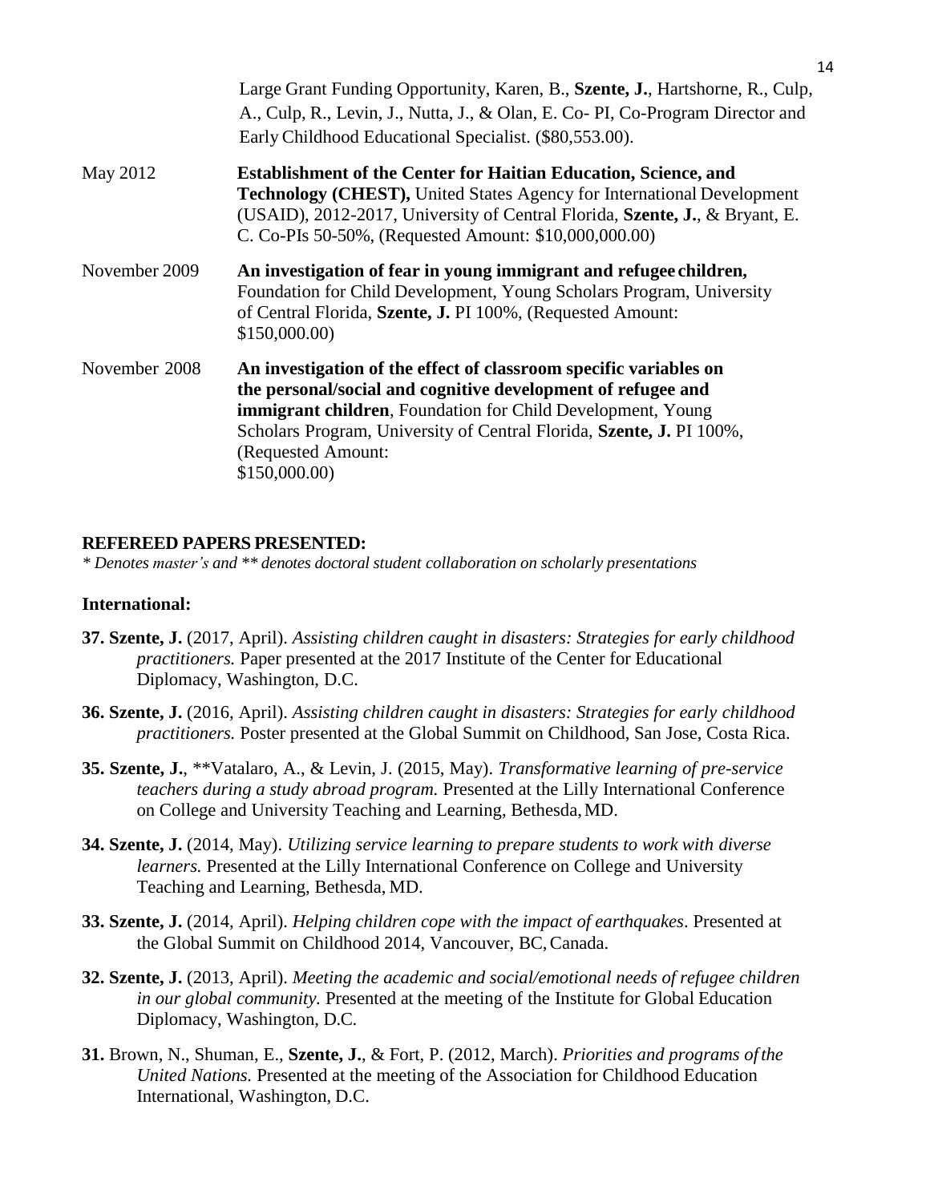Large Grant Funding Opportunity, Karen, B., **Szente, J.**, Hartshorne, R., Culp, A., Culp, R., Levin, J., Nutta, J., & Olan, E. Co- PI, Co-Program Director and Early Childhood Educational Specialist. ($80,553.00).

May 2012 — **Establishment of the Center for Haitian Education, Science, and Technology (CHEST),** United States Agency for International Development (USAID), 2012-2017, University of Central Florida, **Szente, J.**, & Bryant, E. C. Co-PIs 50-50%, (Requested Amount: $10,000,000.00)

November 2009 — **An investigation of fear in young immigrant and refugee children,** Foundation for Child Development, Young Scholars Program, University of Central Florida, **Szente, J.** PI 100%, (Requested Amount: $150,000.00)

November 2008 — **An investigation of the effect of classroom specific variables on the personal/social and cognitive development of refugee and immigrant children**, Foundation for Child Development, Young Scholars Program, University of Central Florida, **Szente, J.** PI 100%, (Requested Amount: $150,000.00)

**REFEREED PAPERS PRESENTED:**

*\* Denotes master's and \*\* denotes doctoral student collaboration on scholarly presentations*

## International:

**37. Szente, J.** (2017, April). *Assisting children caught in disasters: Strategies for early childhood practitioners.* Paper presented at the 2017 Institute of the Center for Educational Diplomacy, Washington, D.C.

**36. Szente, J.** (2016, April). *Assisting children caught in disasters: Strategies for early childhood practitioners.* Poster presented at the Global Summit on Childhood, San Jose, Costa Rica.

**35. Szente, J.**, **Vatalaro, A., & Levin, J. (2015, May). *Transformative learning of pre-service teachers during a study abroad program.* Presented at the Lilly International Conference on College and University Teaching and Learning, Bethesda, MD.

**34. Szente, J.** (2014, May). *Utilizing service learning to prepare students to work with diverse learners.* Presented at the Lilly International Conference on College and University Teaching and Learning, Bethesda, MD.

**33. Szente, J.** (2014, April). *Helping children cope with the impact of earthquakes*. Presented at the Global Summit on Childhood 2014, Vancouver, BC, Canada.

**32. Szente, J.** (2013, April). *Meeting the academic and social/emotional needs of refugee children in our global community.* Presented at the meeting of the Institute for Global Education Diplomacy, Washington, D.C.

**31.** Brown, N., Shuman, E., **Szente, J.**, & Fort, P. (2012, March). *Priorities and programs of the United Nations.* Presented at the meeting of the Association for Childhood Education International, Washington, D.C.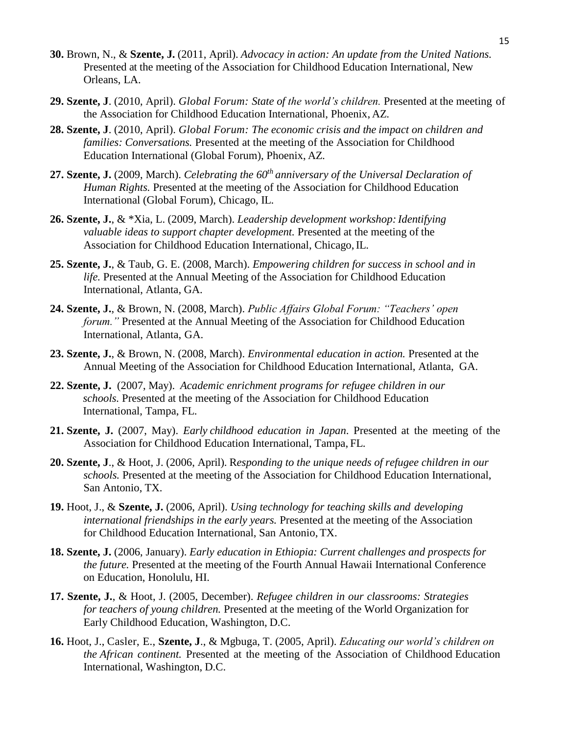**30.** Brown, N., & **Szente, J.** (2011, April). *Advocacy in action: An update from the United Nations.* Presented at the meeting of the Association for Childhood Education International, New Orleans, LA.

**29. Szente, J**. (2010, April). *Global Forum: State of the world's children.* Presented at the meeting of the Association for Childhood Education International, Phoenix, AZ.

**28. Szente, J**. (2010, April). *Global Forum: The economic crisis and the impact on children and families: Conversations.* Presented at the meeting of the Association for Childhood Education International (Global Forum), Phoenix, AZ.

**27. Szente, J.** (2009, March). *Celebrating the 60th anniversary of the Universal Declaration of Human Rights.* Presented at the meeting of the Association for Childhood Education International (Global Forum), Chicago, IL.

**26. Szente, J.**, & *Xia, L. (2009, March). *Leadership development workshop: Identifying valuable ideas to support chapter development.* Presented at the meeting of the Association for Childhood Education International, Chicago, IL.

**25. Szente, J.**, & Taub, G. E. (2008, March). *Empowering children for success in school and in life.* Presented at the Annual Meeting of the Association for Childhood Education International, Atlanta, GA.

**24. Szente, J.**, & Brown, N. (2008, March). *Public Affairs Global Forum: "Teachers' open forum."* Presented at the Annual Meeting of the Association for Childhood Education International, Atlanta, GA.

**23. Szente, J.**, & Brown, N. (2008, March). *Environmental education in action.* Presented at the Annual Meeting of the Association for Childhood Education International, Atlanta, GA.

**22. Szente, J.** (2007, May). *Academic enrichment programs for refugee children in our schools.* Presented at the meeting of the Association for Childhood Education International, Tampa, FL.

**21. Szente, J.** (2007, May). *Early childhood education in Japan*. Presented at the meeting of the Association for Childhood Education International, Tampa, FL.

**20. Szente, J**., & Hoot, J. (2006, April). R*esponding to the unique needs of refugee children in our schools.* Presented at the meeting of the Association for Childhood Education International, San Antonio, TX.

**19.** Hoot, J., & **Szente, J.** (2006, April). *Using technology for teaching skills and developing international friendships in the early years.* Presented at the meeting of the Association for Childhood Education International, San Antonio, TX.

**18. Szente, J.** (2006, January). *Early education in Ethiopia: Current challenges and prospects for the future.* Presented at the meeting of the Fourth Annual Hawaii International Conference on Education, Honolulu, HI.

**17. Szente, J.**, & Hoot, J. (2005, December). *Refugee children in our classrooms: Strategies for teachers of young children.* Presented at the meeting of the World Organization for Early Childhood Education, Washington, D.C.

**16.** Hoot, J., Casler, E., **Szente, J**., & Mgbuga, T. (2005, April). *Educating our world's children on the African continent.* Presented at the meeting of the Association of Childhood Education International, Washington, D.C.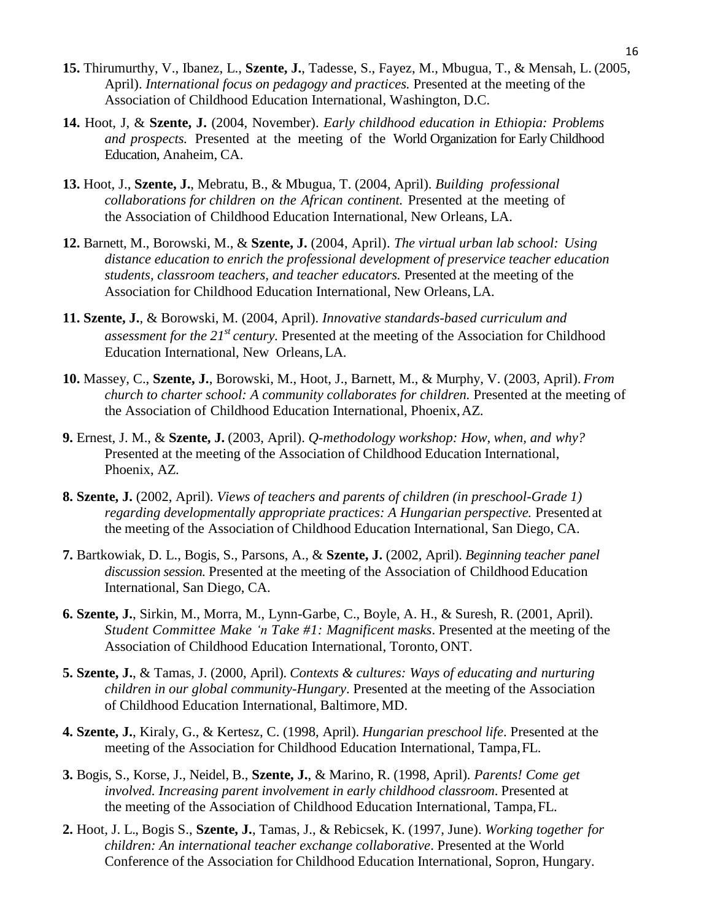**15.** Thirumurthy, V., Ibanez, L., **Szente, J.**, Tadesse, S., Fayez, M., Mbugua, T., & Mensah, L. (2005, April). *International focus on pedagogy and practices.* Presented at the meeting of the Association of Childhood Education International, Washington, D.C.

**14.** Hoot, J, & **Szente, J.** (2004, November). *Early childhood education in Ethiopia: Problems and prospects.* Presented at the meeting of the World Organization for Early Childhood Education, Anaheim, CA.

**13.** Hoot, J., **Szente, J.**, Mebratu, B., & Mbugua, T. (2004, April). *Building professional collaborations for children on the African continent.* Presented at the meeting of the Association of Childhood Education International, New Orleans, LA.

**12.** Barnett, M., Borowski, M., & **Szente, J.** (2004, April). *The virtual urban lab school: Using distance education to enrich the professional development of preservice teacher education students, classroom teachers, and teacher educators.* Presented at the meeting of the Association for Childhood Education International, New Orleans, LA.

**11. Szente, J.**, & Borowski, M. (2004, April). *Innovative standards-based curriculum and assessment for the 21st century.* Presented at the meeting of the Association for Childhood Education International, New Orleans, LA.

**10.** Massey, C., **Szente, J.**, Borowski, M., Hoot, J., Barnett, M., & Murphy, V. (2003, April). *From church to charter school: A community collaborates for children.* Presented at the meeting of the Association of Childhood Education International, Phoenix, AZ.

**9.** Ernest, J. M., & **Szente, J.** (2003, April). *Q-methodology workshop: How, when, and why?* Presented at the meeting of the Association of Childhood Education International, Phoenix, AZ.

**8. Szente, J.** (2002, April). *Views of teachers and parents of children (in preschool-Grade 1) regarding developmentally appropriate practices: A Hungarian perspective.* Presented at the meeting of the Association of Childhood Education International, San Diego, CA.

**7.** Bartkowiak, D. L., Bogis, S., Parsons, A., & **Szente, J.** (2002, April). *Beginning teacher panel discussion session.* Presented at the meeting of the Association of Childhood Education International, San Diego, CA.

**6. Szente, J.**, Sirkin, M., Morra, M., Lynn-Garbe, C., Boyle, A. H., & Suresh, R. (2001, April). *Student Committee Make 'n Take #1: Magnificent masks*. Presented at the meeting of the Association of Childhood Education International, Toronto, ONT.

**5. Szente, J.**, & Tamas, J. (2000, April). *Contexts & cultures: Ways of educating and nurturing children in our global community-Hungary*. Presented at the meeting of the Association of Childhood Education International, Baltimore, MD.

**4. Szente, J.**, Kiraly, G., & Kertesz, C. (1998, April). *Hungarian preschool life*. Presented at the meeting of the Association for Childhood Education International, Tampa, FL.

**3.** Bogis, S., Korse, J., Neidel, B., **Szente, J.**, & Marino, R. (1998, April). *Parents! Come get involved. Increasing parent involvement in early childhood classroom*. Presented at the meeting of the Association of Childhood Education International, Tampa, FL.

**2.** Hoot, J. L., Bogis S., **Szente, J.**, Tamas, J., & Rebicsek, K. (1997, June). *Working together for children: An international teacher exchange collaborative*. Presented at the World Conference of the Association for Childhood Education International, Sopron, Hungary.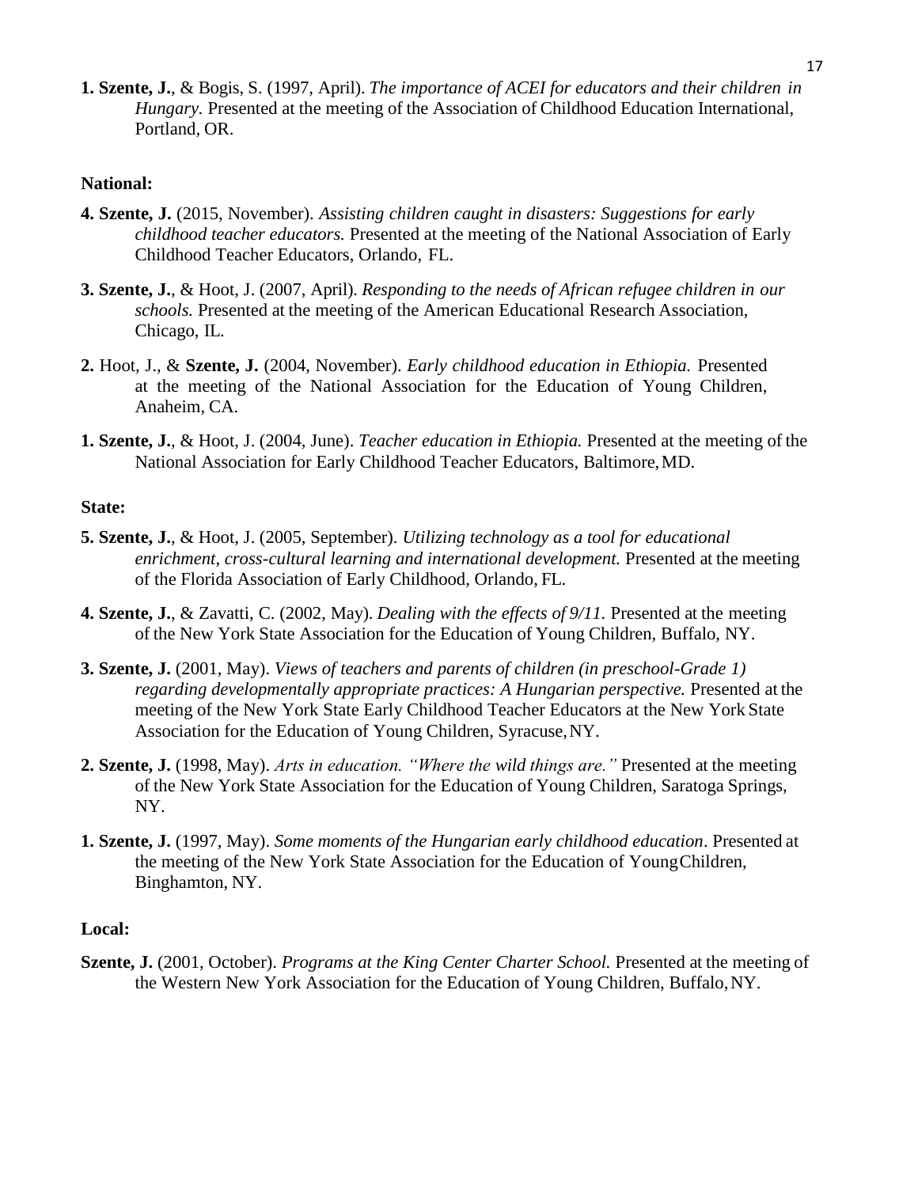**1. Szente, J.**, & Bogis, S. (1997, April). *The importance of ACEI for educators and their children in Hungary.* Presented at the meeting of the Association of Childhood Education International, Portland, OR.

**National:**

**4. Szente, J.** (2015, November). *Assisting children caught in disasters: Suggestions for early childhood teacher educators.* Presented at the meeting of the National Association of Early Childhood Teacher Educators, Orlando, FL.

**3. Szente, J.**, & Hoot, J. (2007, April). *Responding to the needs of African refugee children in our schools.* Presented at the meeting of the American Educational Research Association, Chicago, IL.

**2.** Hoot, J., & **Szente, J.** (2004, November). *Early childhood education in Ethiopia.* Presented at the meeting of the National Association for the Education of Young Children, Anaheim, CA.

**1. Szente, J.**, & Hoot, J. (2004, June). *Teacher education in Ethiopia.* Presented at the meeting of the National Association for Early Childhood Teacher Educators, Baltimore, MD.

**State:**

**5. Szente, J.**, & Hoot, J. (2005, September). *Utilizing technology as a tool for educational enrichment, cross-cultural learning and international development.* Presented at the meeting of the Florida Association of Early Childhood, Orlando, FL.

**4. Szente, J.**, & Zavatti, C. (2002, May). *Dealing with the effects of 9/11.* Presented at the meeting of the New York State Association for the Education of Young Children, Buffalo, NY.

**3. Szente, J.** (2001, May). *Views of teachers and parents of children (in preschool-Grade 1) regarding developmentally appropriate practices: A Hungarian perspective.* Presented at the meeting of the New York State Early Childhood Teacher Educators at the New York State Association for the Education of Young Children, Syracuse, NY.

**2. Szente, J.** (1998, May). *Arts in education. "Where the wild things are."* Presented at the meeting of the New York State Association for the Education of Young Children, Saratoga Springs, NY.

**1. Szente, J.** (1997, May). *Some moments of the Hungarian early childhood education*. Presented at the meeting of the New York State Association for the Education of Young Children, Binghamton, NY.

**Local:**

**Szente, J.** (2001, October). *Programs at the King Center Charter School.* Presented at the meeting of the Western New York Association for the Education of Young Children, Buffalo, NY.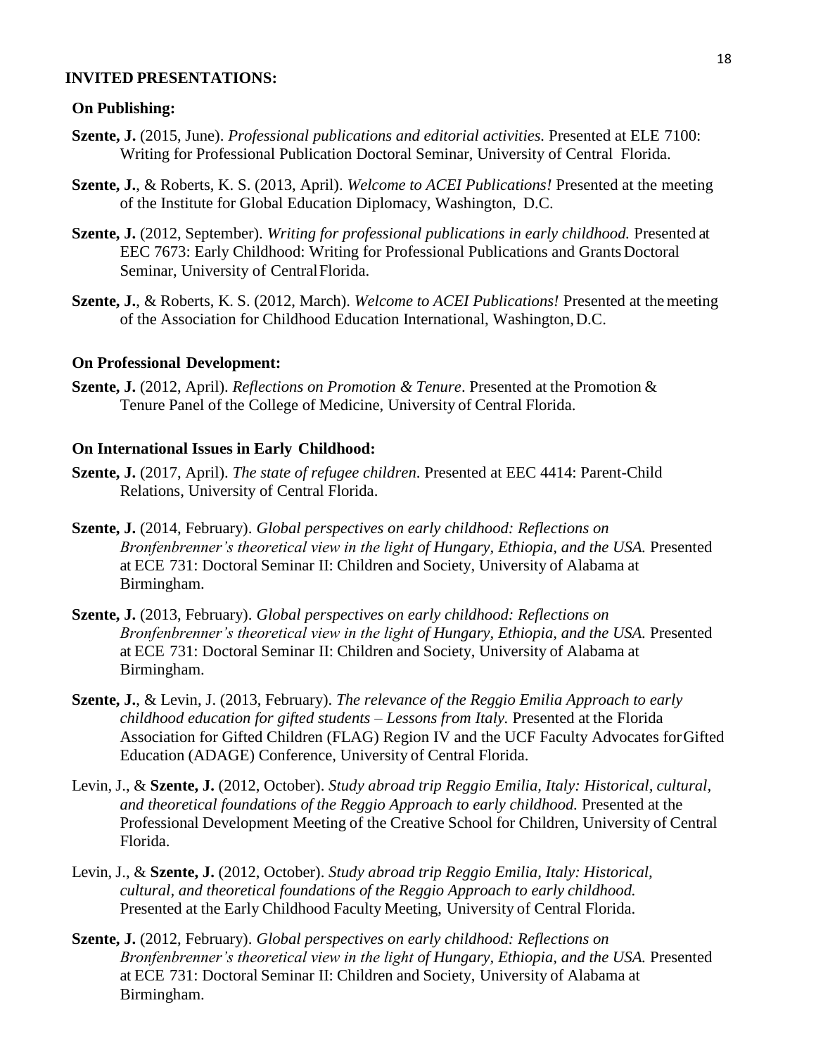## INVITED PRESENTATIONS:

### On Publishing:

**Szente, J.** (2015, June). *Professional publications and editorial activities.* Presented at ELE 7100: Writing for Professional Publication Doctoral Seminar, University of Central Florida.

**Szente, J.**, & Roberts, K. S. (2013, April). *Welcome to ACEI Publications!* Presented at the meeting of the Institute for Global Education Diplomacy, Washington, D.C.

**Szente, J.** (2012, September). *Writing for professional publications in early childhood.* Presented at EEC 7673: Early Childhood: Writing for Professional Publications and Grants Doctoral Seminar, University of Central Florida.

**Szente, J.**, & Roberts, K. S. (2012, March). *Welcome to ACEI Publications!* Presented at the meeting of the Association for Childhood Education International, Washington, D.C.

### On Professional Development:

**Szente, J.** (2012, April). *Reflections on Promotion & Tenure*. Presented at the Promotion & Tenure Panel of the College of Medicine, University of Central Florida.

### On International Issues in Early Childhood:

**Szente, J.** (2017, April). *The state of refugee children*. Presented at EEC 4414: Parent-Child Relations, University of Central Florida.

**Szente, J.** (2014, February). *Global perspectives on early childhood: Reflections on Bronfenbrenner's theoretical view in the light of Hungary, Ethiopia, and the USA.* Presented at ECE 731: Doctoral Seminar II: Children and Society, University of Alabama at Birmingham.

**Szente, J.** (2013, February). *Global perspectives on early childhood: Reflections on Bronfenbrenner's theoretical view in the light of Hungary, Ethiopia, and the USA.* Presented at ECE 731: Doctoral Seminar II: Children and Society, University of Alabama at Birmingham.

**Szente, J.**, & Levin, J. (2013, February). *The relevance of the Reggio Emilia Approach to early childhood education for gifted students – Lessons from Italy.* Presented at the Florida Association for Gifted Children (FLAG) Region IV and the UCF Faculty Advocates for Gifted Education (ADAGE) Conference, University of Central Florida.

Levin, J., & **Szente, J.** (2012, October). *Study abroad trip Reggio Emilia, Italy: Historical, cultural, and theoretical foundations of the Reggio Approach to early childhood.* Presented at the Professional Development Meeting of the Creative School for Children, University of Central Florida.

Levin, J., & **Szente, J.** (2012, October). *Study abroad trip Reggio Emilia, Italy: Historical, cultural, and theoretical foundations of the Reggio Approach to early childhood.* Presented at the Early Childhood Faculty Meeting, University of Central Florida.

**Szente, J.** (2012, February). *Global perspectives on early childhood: Reflections on Bronfenbrenner's theoretical view in the light of Hungary, Ethiopia, and the USA.* Presented at ECE 731: Doctoral Seminar II: Children and Society, University of Alabama at Birmingham.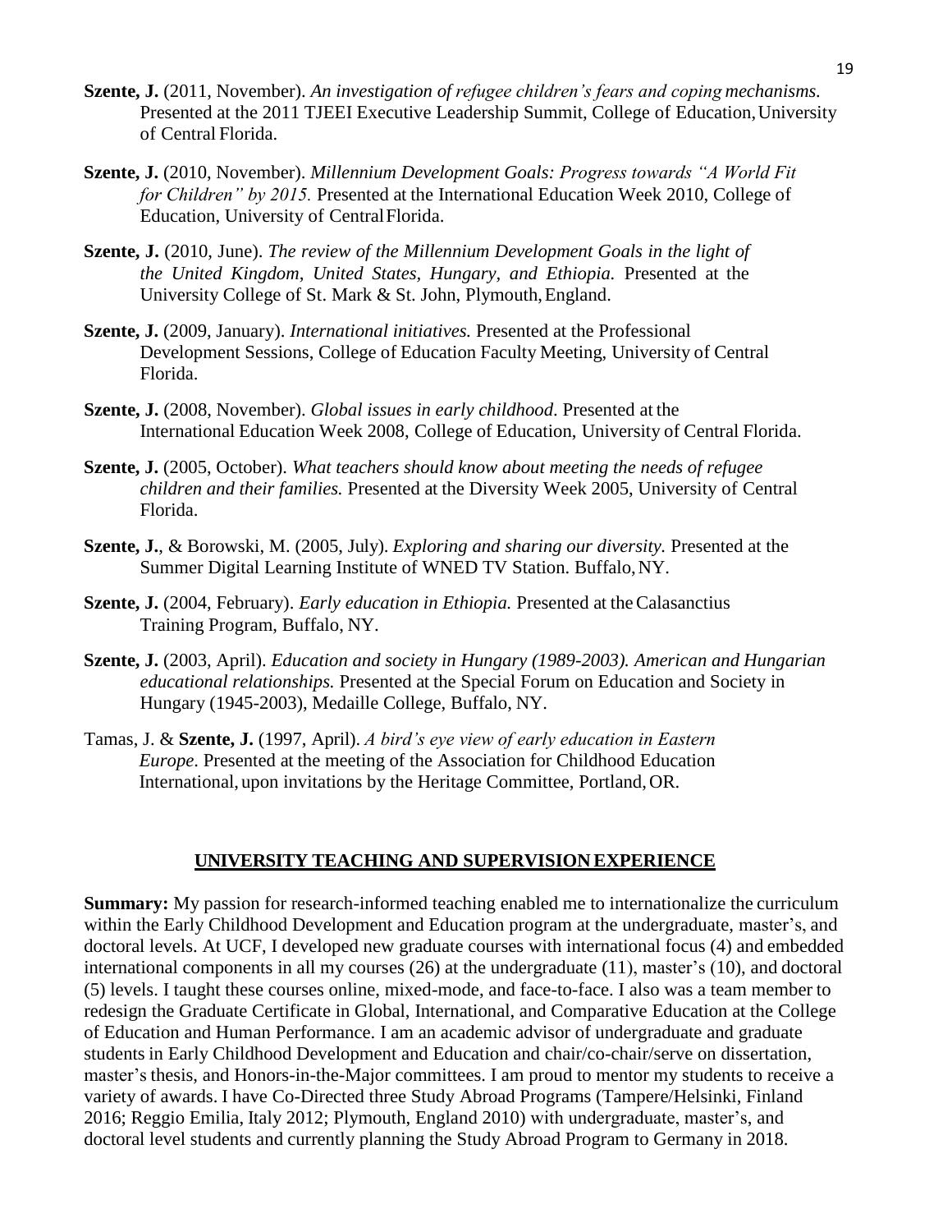**Szente, J.** (2011, November). *An investigation of refugee children's fears and coping mechanisms.* Presented at the 2011 TJEEI Executive Leadership Summit, College of Education, University of Central Florida.

**Szente, J.** (2010, November). *Millennium Development Goals: Progress towards "A World Fit for Children" by 2015.* Presented at the International Education Week 2010, College of Education, University of Central Florida.

**Szente, J.** (2010, June). *The review of the Millennium Development Goals in the light of the United Kingdom, United States, Hungary, and Ethiopia.* Presented at the University College of St. Mark & St. John, Plymouth, England.

**Szente, J.** (2009, January). *International initiatives.* Presented at the Professional Development Sessions, College of Education Faculty Meeting, University of Central Florida.

**Szente, J.** (2008, November). *Global issues in early childhood.* Presented at the International Education Week 2008, College of Education, University of Central Florida.

**Szente, J.** (2005, October). *What teachers should know about meeting the needs of refugee children and their families.* Presented at the Diversity Week 2005, University of Central Florida.

**Szente, J.**, & Borowski, M. (2005, July). *Exploring and sharing our diversity.* Presented at the Summer Digital Learning Institute of WNED TV Station. Buffalo, NY.

**Szente, J.** (2004, February). *Early education in Ethiopia.* Presented at the Calasanctius Training Program, Buffalo, NY.

**Szente, J.** (2003, April). *Education and society in Hungary (1989-2003). American and Hungarian educational relationships.* Presented at the Special Forum on Education and Society in Hungary (1945-2003), Medaille College, Buffalo, NY.

Tamas, J. & **Szente, J.** (1997, April). *A bird's eye view of early education in Eastern Europe.* Presented at the meeting of the Association for Childhood Education International, upon invitations by the Heritage Committee, Portland, OR.

## UNIVERSITY TEACHING AND SUPERVISION EXPERIENCE

**Summary:** My passion for research-informed teaching enabled me to internationalize the curriculum within the Early Childhood Development and Education program at the undergraduate, master's, and doctoral levels. At UCF, I developed new graduate courses with international focus (4) and embedded international components in all my courses (26) at the undergraduate (11), master's (10), and doctoral (5) levels. I taught these courses online, mixed-mode, and face-to-face. I also was a team member to redesign the Graduate Certificate in Global, International, and Comparative Education at the College of Education and Human Performance. I am an academic advisor of undergraduate and graduate students in Early Childhood Development and Education and chair/co-chair/serve on dissertation, master's thesis, and Honors-in-the-Major committees. I am proud to mentor my students to receive a variety of awards. I have Co-Directed three Study Abroad Programs (Tampere/Helsinki, Finland 2016; Reggio Emilia, Italy 2012; Plymouth, England 2010) with undergraduate, master's, and doctoral level students and currently planning the Study Abroad Program to Germany in 2018.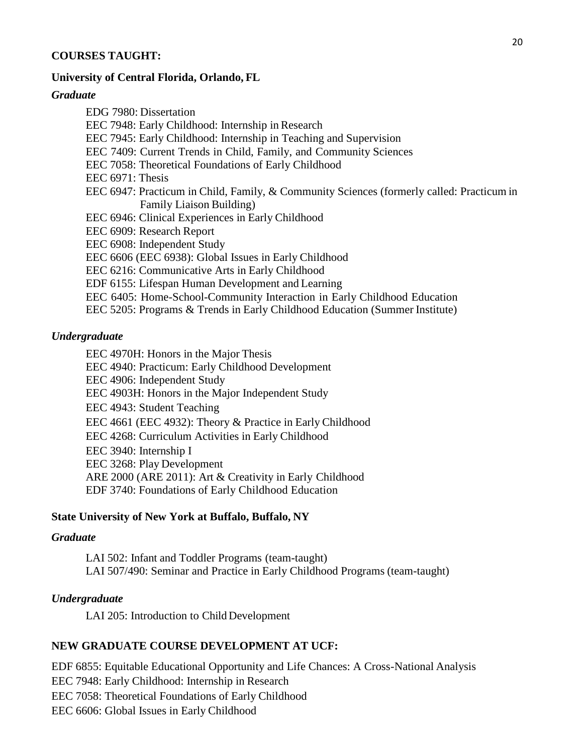## COURSES TAUGHT:

### University of Central Florida, Orlando, FL

#### *Graduate*

EDG 7980: Dissertation
EEC 7948: Early Childhood: Internship in Research
EEC 7945: Early Childhood: Internship in Teaching and Supervision
EEC 7409: Current Trends in Child, Family, and Community Sciences
EEC 7058: Theoretical Foundations of Early Childhood
EEC 6971: Thesis
EEC 6947: Practicum in Child, Family, & Community Sciences (formerly called: Practicum in Family Liaison Building)
EEC 6946: Clinical Experiences in Early Childhood
EEC 6909: Research Report
EEC 6908: Independent Study
EEC 6606 (EEC 6938): Global Issues in Early Childhood
EEC 6216: Communicative Arts in Early Childhood
EDF 6155: Lifespan Human Development and Learning
EEC 6405: Home-School-Community Interaction in Early Childhood Education
EEC 5205: Programs & Trends in Early Childhood Education (Summer Institute)

#### *Undergraduate*

EEC 4970H: Honors in the Major Thesis
EEC 4940: Practicum: Early Childhood Development
EEC 4906: Independent Study
EEC 4903H: Honors in the Major Independent Study
EEC 4943: Student Teaching
EEC 4661 (EEC 4932): Theory & Practice in Early Childhood
EEC 4268: Curriculum Activities in Early Childhood
EEC 3940: Internship I
EEC 3268: Play Development
ARE 2000 (ARE 2011): Art & Creativity in Early Childhood
EDF 3740: Foundations of Early Childhood Education

### State University of New York at Buffalo, Buffalo, NY

#### *Graduate*

LAI 502: Infant and Toddler Programs (team-taught)
LAI 507/490: Seminar and Practice in Early Childhood Programs (team-taught)

#### *Undergraduate*

LAI 205: Introduction to Child Development

## NEW GRADUATE COURSE DEVELOPMENT AT UCF:

EDF 6855: Equitable Educational Opportunity and Life Chances: A Cross-National Analysis
EEC 7948: Early Childhood: Internship in Research
EEC 7058: Theoretical Foundations of Early Childhood
EEC 6606: Global Issues in Early Childhood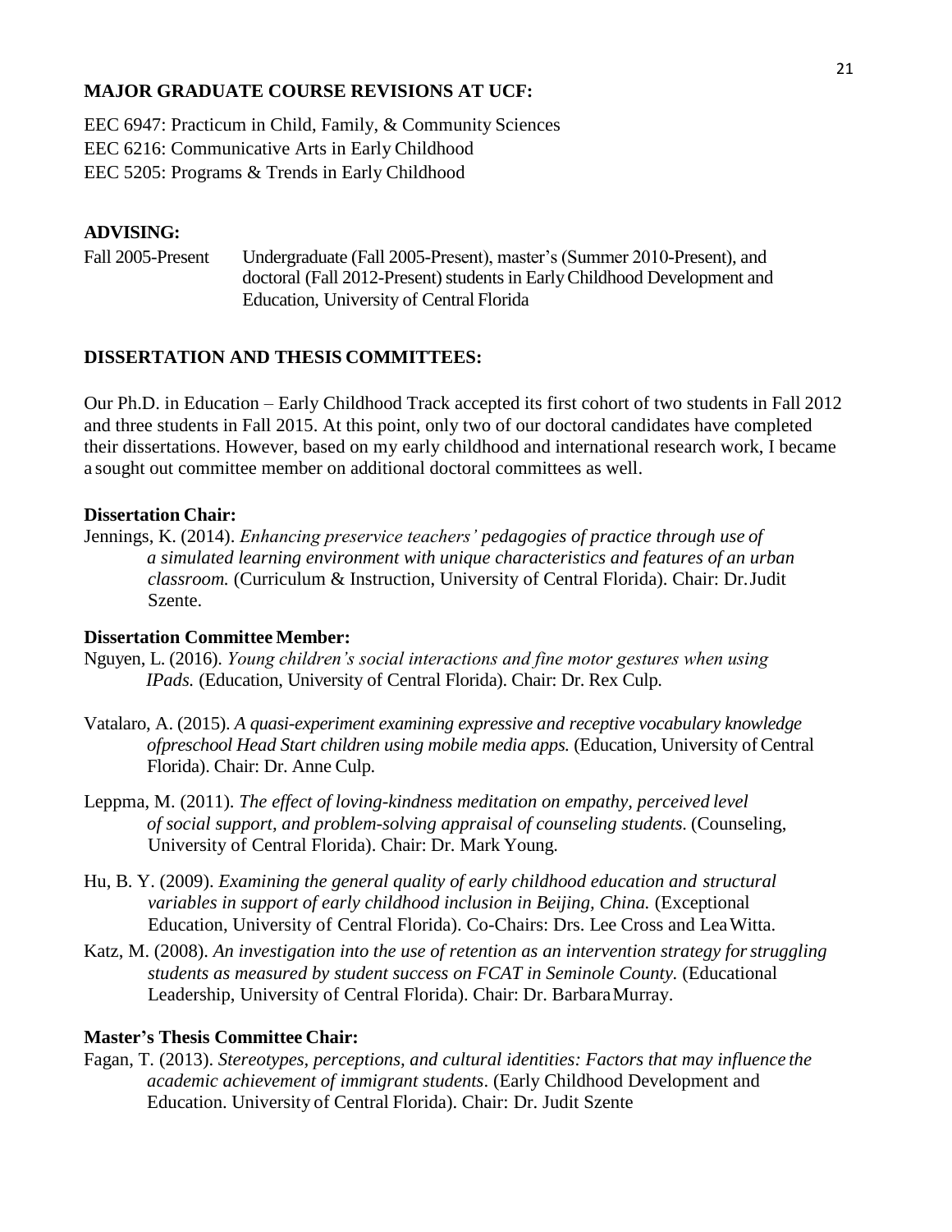**MAJOR GRADUATE COURSE REVISIONS AT UCF:**

EEC 6947: Practicum in Child, Family, & Community Sciences
EEC 6216: Communicative Arts in Early Childhood
EEC 5205: Programs & Trends in Early Childhood

**ADVISING:**

Fall 2005-Present — Undergraduate (Fall 2005-Present), master's (Summer 2010-Present), and doctoral (Fall 2012-Present) students in Early Childhood Development and Education, University of Central Florida

**DISSERTATION AND THESIS COMMITTEES:**

Our Ph.D. in Education – Early Childhood Track accepted its first cohort of two students in Fall 2012 and three students in Fall 2015. At this point, only two of our doctoral candidates have completed their dissertations. However, based on my early childhood and international research work, I became a sought out committee member on additional doctoral committees as well.

**Dissertation Chair:**

Jennings, K. (2014). *Enhancing preservice teachers' pedagogies of practice through use of a simulated learning environment with unique characteristics and features of an urban classroom.* (Curriculum & Instruction, University of Central Florida). Chair: Dr. Judit Szente.

**Dissertation Committee Member:**

Nguyen, L. (2016). *Young children's social interactions and fine motor gestures when using IPads.* (Education, University of Central Florida). Chair: Dr. Rex Culp.

Vatalaro, A. (2015). *A quasi-experiment examining expressive and receptive vocabulary knowledge ofpreschool Head Start children using mobile media apps.* (Education, University of Central Florida). Chair: Dr. Anne Culp.

Leppma, M. (2011). *The effect of loving-kindness meditation on empathy, perceived level of social support, and problem-solving appraisal of counseling students.* (Counseling, University of Central Florida). Chair: Dr. Mark Young.

Hu, B. Y. (2009). *Examining the general quality of early childhood education and structural variables in support of early childhood inclusion in Beijing, China.* (Exceptional Education, University of Central Florida). Co-Chairs: Drs. Lee Cross and Lea Witta.

Katz, M. (2008). *An investigation into the use of retention as an intervention strategy for struggling students as measured by student success on FCAT in Seminole County.* (Educational Leadership, University of Central Florida). Chair: Dr. Barbara Murray.

**Master's Thesis Committee Chair:**

Fagan, T. (2013). *Stereotypes, perceptions, and cultural identities: Factors that may influence the academic achievement of immigrant students*. (Early Childhood Development and Education. University of Central Florida). Chair: Dr. Judit Szente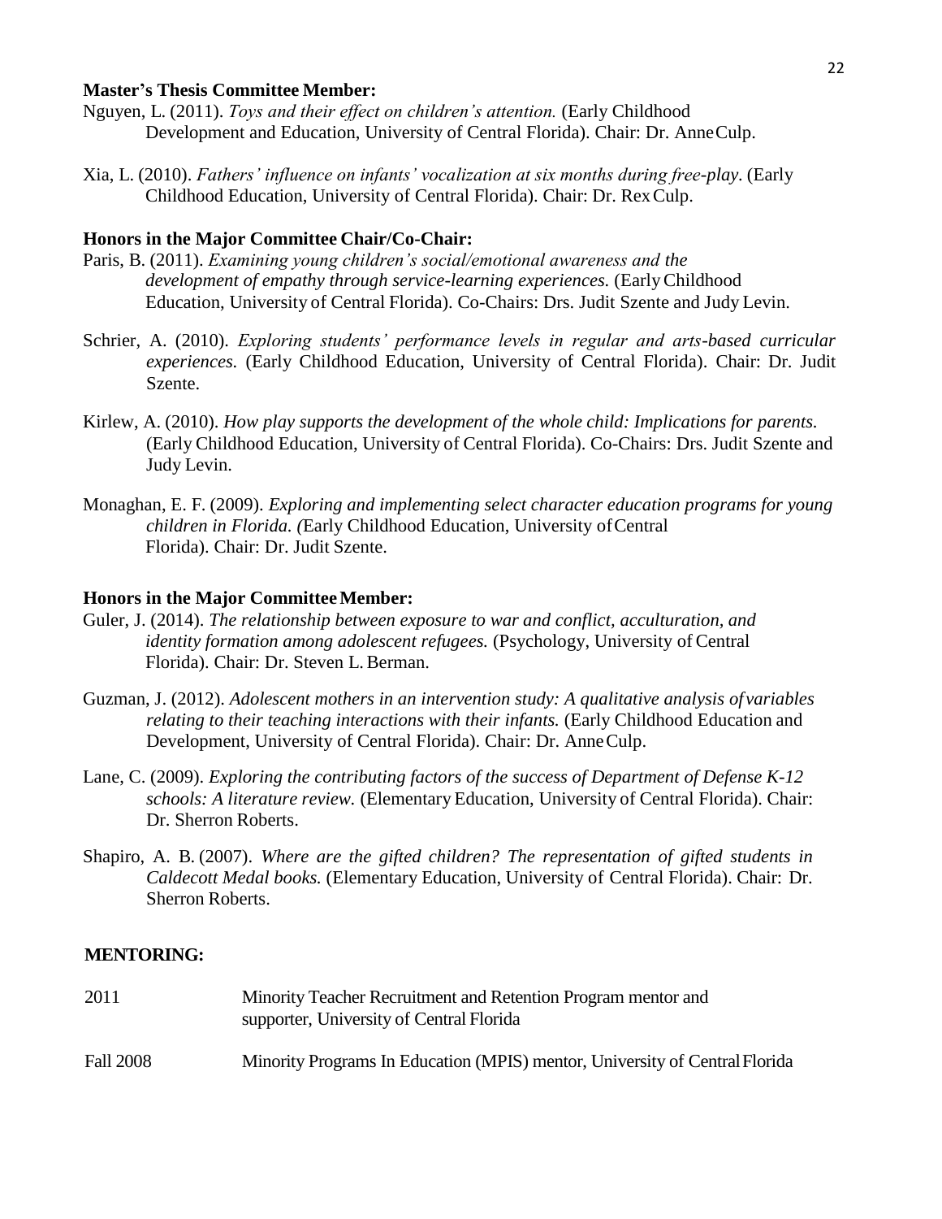**Master's Thesis Committee Member:**

Nguyen, L. (2011). *Toys and their effect on children's attention.* (Early Childhood Development and Education, University of Central Florida). Chair: Dr. Anne Culp.

Xia, L. (2010). *Fathers' influence on infants' vocalization at six months during free-play*. (Early Childhood Education, University of Central Florida). Chair: Dr. Rex Culp.

**Honors in the Major Committee Chair/Co-Chair:**

Paris, B. (2011). *Examining young children's social/emotional awareness and the development of empathy through service-learning experiences.* (Early Childhood Education, University of Central Florida). Co-Chairs: Drs. Judit Szente and Judy Levin.

Schrier, A. (2010). *Exploring students' performance levels in regular and arts-based curricular experiences.* (Early Childhood Education, University of Central Florida). Chair: Dr. Judit Szente.

Kirlew, A. (2010). *How play supports the development of the whole child: Implications for parents.* (Early Childhood Education, University of Central Florida). Co-Chairs: Drs. Judit Szente and Judy Levin.

Monaghan, E. F. (2009). *Exploring and implementing select character education programs for young children in Florida. (*Early Childhood Education, University of Central Florida). Chair: Dr. Judit Szente.

**Honors in the Major Committee Member:**

Guler, J. (2014). *The relationship between exposure to war and conflict, acculturation, and identity formation among adolescent refugees.* (Psychology, University of Central Florida). Chair: Dr. Steven L. Berman.

Guzman, J. (2012). *Adolescent mothers in an intervention study: A qualitative analysis of variables relating to their teaching interactions with their infants.* (Early Childhood Education and Development, University of Central Florida). Chair: Dr. Anne Culp.

Lane, C. (2009). *Exploring the contributing factors of the success of Department of Defense K-12 schools: A literature review.* (Elementary Education, University of Central Florida). Chair: Dr. Sherron Roberts.

Shapiro, A. B. (2007). *Where are the gifted children? The representation of gifted students in Caldecott Medal books.* (Elementary Education, University of Central Florida). Chair: Dr. Sherron Roberts.

**MENTORING:**

2011 — Minority Teacher Recruitment and Retention Program mentor and supporter, University of Central Florida

Fall 2008 — Minority Programs In Education (MPIS) mentor, University of Central Florida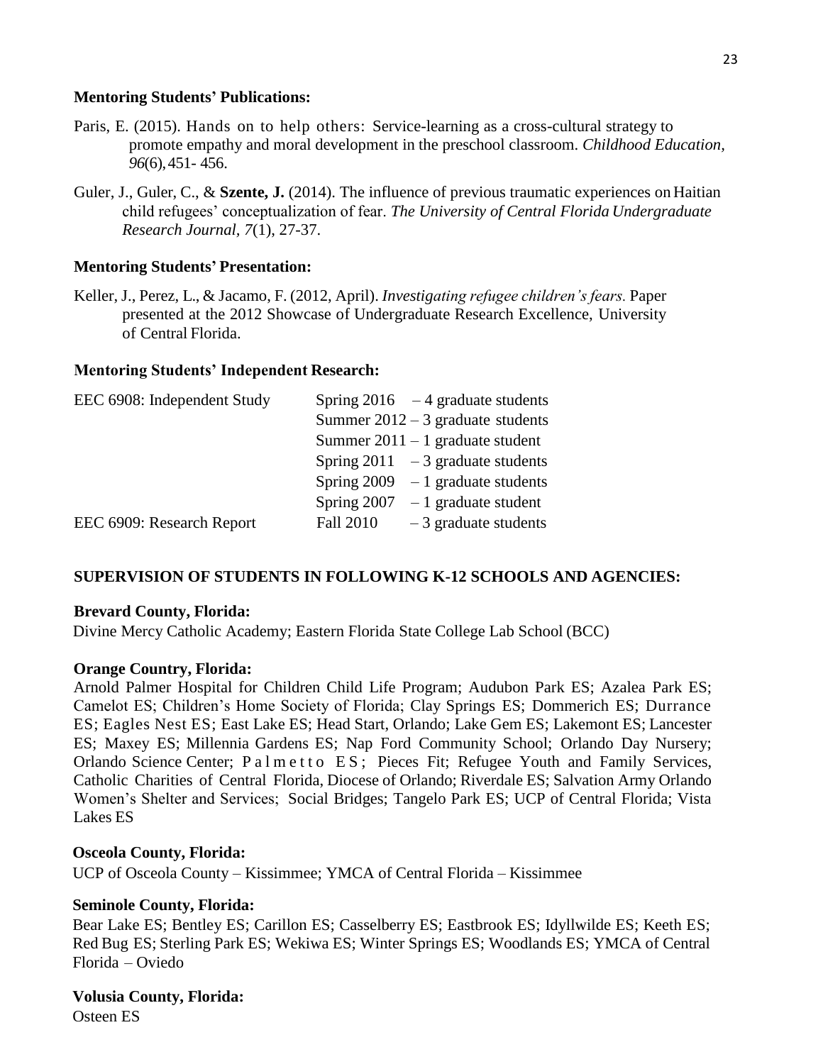**Mentoring Students' Publications:**

Paris, E. (2015). Hands on to help others: Service-learning as a cross-cultural strategy to promote empathy and moral development in the preschool classroom. *Childhood Education, 96*(6), 451- 456.

Guler, J., Guler, C., & **Szente, J.** (2014). The influence of previous traumatic experiences on Haitian child refugees' conceptualization of fear. *The University of Central Florida Undergraduate Research Journal, 7*(1), 27-37.

**Mentoring Students' Presentation:**

Keller, J., Perez, L., & Jacamo, F. (2012, April). *Investigating refugee children's fears.* Paper presented at the 2012 Showcase of Undergraduate Research Excellence, University of Central Florida.

**Mentoring Students' Independent Research:**

| | |
|---|---|
| EEC 6908: Independent Study | Spring 2016 – 4 graduate students |
| | Summer 2012 – 3 graduate students |
| | Summer 2011 – 1 graduate student |
| | Spring 2011 – 3 graduate students |
| | Spring 2009 – 1 graduate students |
| | Spring 2007 – 1 graduate student |
| EEC 6909: Research Report | Fall 2010 – 3 graduate students |

**SUPERVISION OF STUDENTS IN FOLLOWING K-12 SCHOOLS AND AGENCIES:**

**Brevard County, Florida:**
Divine Mercy Catholic Academy; Eastern Florida State College Lab School (BCC)

**Orange Country, Florida:**
Arnold Palmer Hospital for Children Child Life Program; Audubon Park ES; Azalea Park ES; Camelot ES; Children's Home Society of Florida; Clay Springs ES; Dommerich ES; Durrance ES; Eagles Nest ES; East Lake ES; Head Start, Orlando; Lake Gem ES; Lakemont ES; Lancester ES; Maxey ES; Millennia Gardens ES; Nap Ford Community School; Orlando Day Nursery; Orlando Science Center; Palmetto ES; Pieces Fit; Refugee Youth and Family Services, Catholic Charities of Central Florida, Diocese of Orlando; Riverdale ES; Salvation Army Orlando Women's Shelter and Services; Social Bridges; Tangelo Park ES; UCP of Central Florida; Vista Lakes ES

**Osceola County, Florida:**
UCP of Osceola County – Kissimmee; YMCA of Central Florida – Kissimmee

**Seminole County, Florida:**
Bear Lake ES; Bentley ES; Carillon ES; Casselberry ES; Eastbrook ES; Idyllwilde ES; Keeth ES; Red Bug ES; Sterling Park ES; Wekiwa ES; Winter Springs ES; Woodlands ES; YMCA of Central Florida – Oviedo

**Volusia County, Florida:**
Osteen ES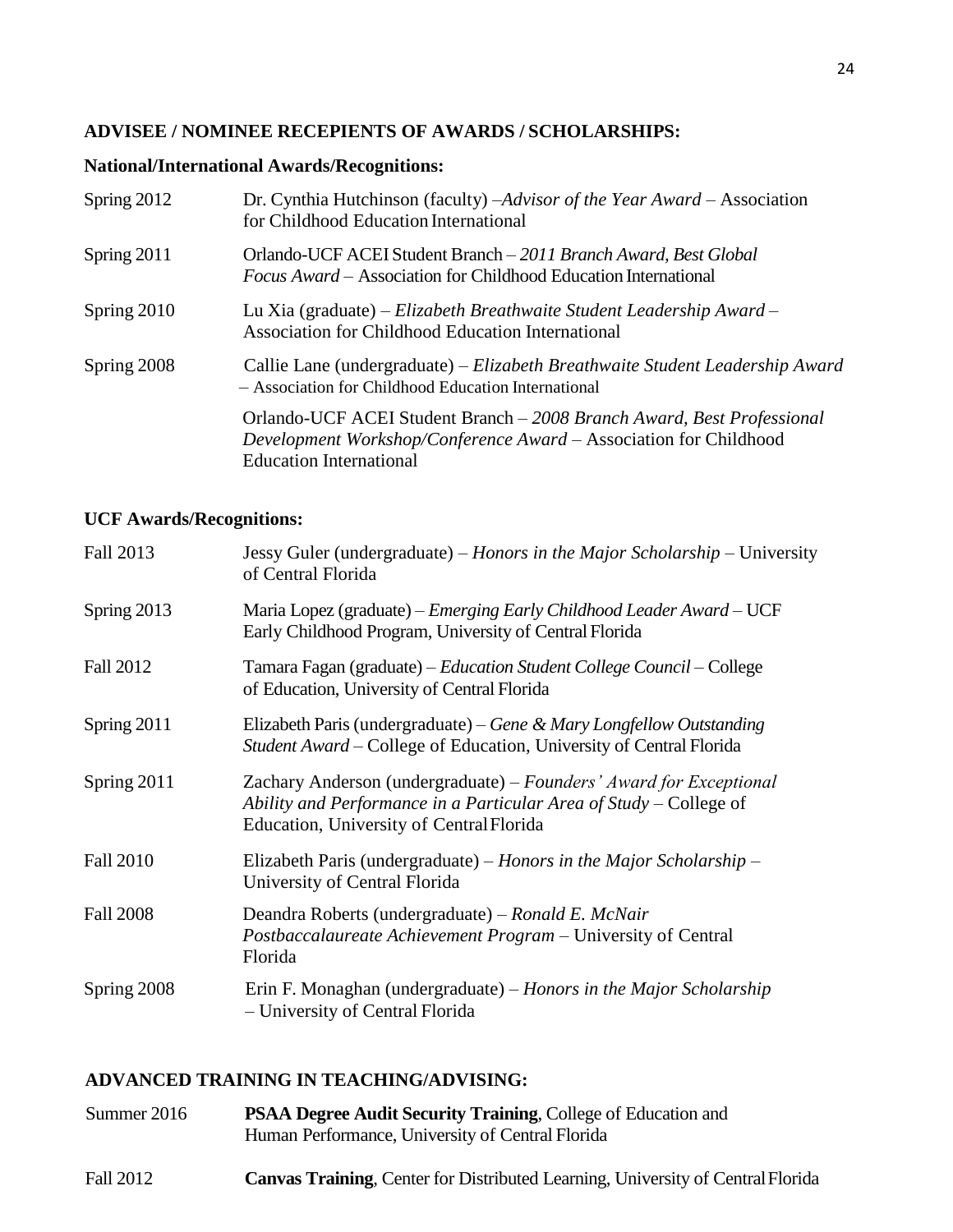## ADVISEE / NOMINEE RECEPIENTS OF AWARDS / SCHOLARSHIPS:

### National/International Awards/Recognitions:

| | |
|---|---|
| Spring 2012 | Dr. Cynthia Hutchinson (faculty) –*Advisor of the Year Award* – Association for Childhood Education International |
| Spring 2011 | Orlando-UCF ACEI Student Branch – *2011 Branch Award, Best Global Focus Award* – Association for Childhood Education International |
| Spring 2010 | Lu Xia (graduate) – *Elizabeth Breathwaite Student Leadership Award* – Association for Childhood Education International |
| Spring 2008 | Callie Lane (undergraduate) – *Elizabeth Breathwaite Student Leadership Award* – Association for Childhood Education International |
| | Orlando-UCF ACEI Student Branch – *2008 Branch Award, Best Professional Development Workshop/Conference Award* – Association for Childhood Education International |

### UCF Awards/Recognitions:

| | |
|---|---|
| Fall 2013 | Jessy Guler (undergraduate) – *Honors in the Major Scholarship* – University of Central Florida |
| Spring 2013 | Maria Lopez (graduate) – *Emerging Early Childhood Leader Award* – UCF Early Childhood Program, University of Central Florida |
| Fall 2012 | Tamara Fagan (graduate) – *Education Student College Council* – College of Education, University of Central Florida |
| Spring 2011 | Elizabeth Paris (undergraduate) – *Gene & Mary Longfellow Outstanding Student Award* – College of Education, University of Central Florida |
| Spring 2011 | Zachary Anderson (undergraduate) – *Founders' Award for Exceptional Ability and Performance in a Particular Area of Study* – College of Education, University of Central Florida |
| Fall 2010 | Elizabeth Paris (undergraduate) – *Honors in the Major Scholarship* – University of Central Florida |
| Fall 2008 | Deandra Roberts (undergraduate) – *Ronald E. McNair Postbaccalaureate Achievement Program* – University of Central Florida |
| Spring 2008 | Erin F. Monaghan (undergraduate) – *Honors in the Major Scholarship* – University of Central Florida |

## ADVANCED TRAINING IN TEACHING/ADVISING:

| | |
|---|---|
| Summer 2016 | **PSAA Degree Audit Security Training**, College of Education and Human Performance, University of Central Florida |
| Fall 2012 | **Canvas Training**, Center for Distributed Learning, University of Central Florida |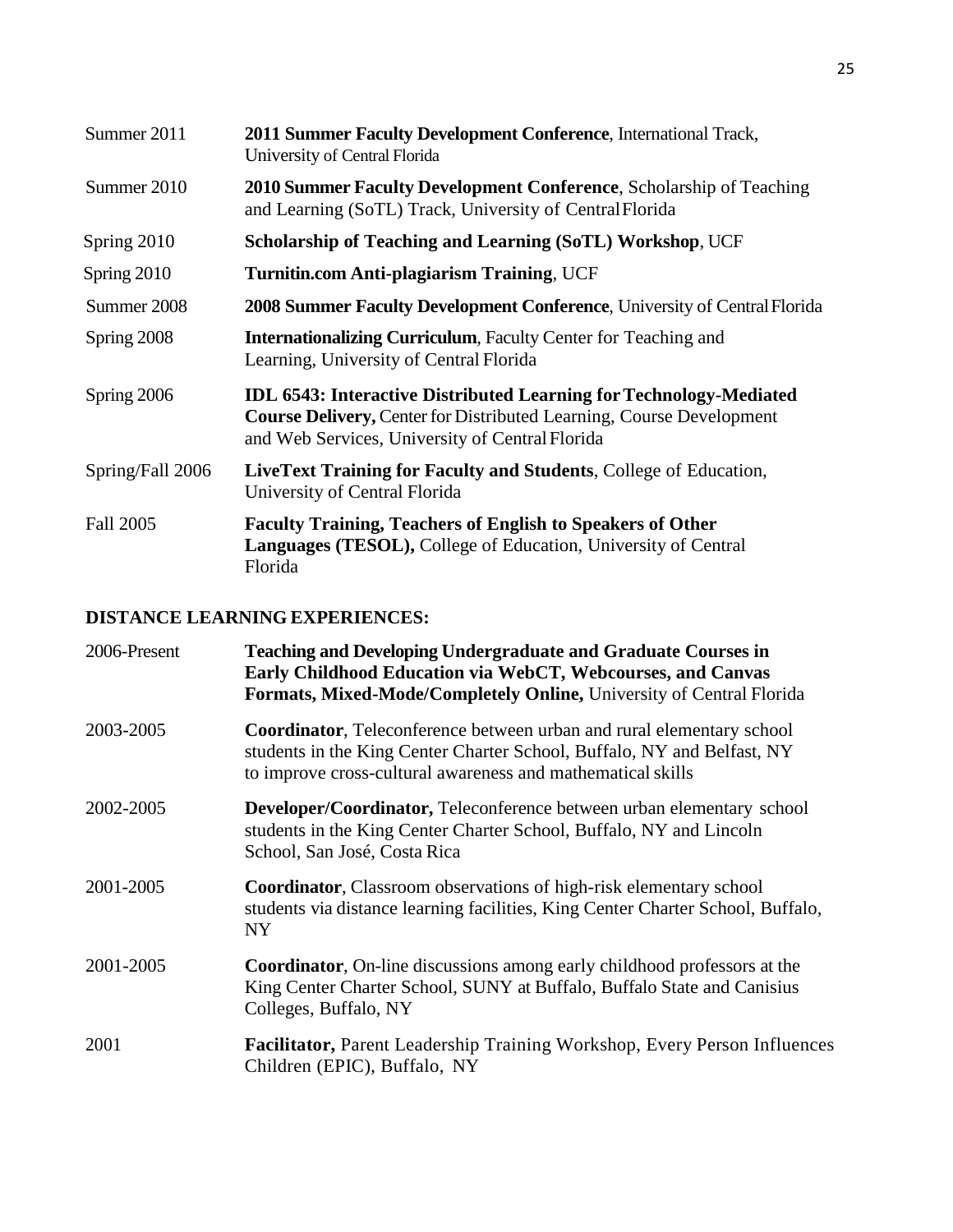| | |
|---|---|
| Summer 2011 | **2011 Summer Faculty Development Conference**, International Track, University of Central Florida |
| Summer 2010 | **2010 Summer Faculty Development Conference**, Scholarship of Teaching and Learning (SoTL) Track, University of Central Florida |
| Spring 2010 | **Scholarship of Teaching and Learning (SoTL) Workshop**, UCF |
| Spring 2010 | **Turnitin.com Anti-plagiarism Training**, UCF |
| Summer 2008 | **2008 Summer Faculty Development Conference**, University of Central Florida |
| Spring 2008 | **Internationalizing Curriculum**, Faculty Center for Teaching and Learning, University of Central Florida |
| Spring 2006 | **IDL 6543: Interactive Distributed Learning for Technology-Mediated Course Delivery,** Center for Distributed Learning, Course Development and Web Services, University of Central Florida |
| Spring/Fall 2006 | **LiveText Training for Faculty and Students**, College of Education, University of Central Florida |
| Fall 2005 | **Faculty Training, Teachers of English to Speakers of Other Languages (TESOL),** College of Education, University of Central Florida |

## DISTANCE LEARNING EXPERIENCES:

| | |
|---|---|
| 2006-Present | **Teaching and Developing Undergraduate and Graduate Courses in Early Childhood Education via WebCT, Webcourses, and Canvas Formats, Mixed-Mode/Completely Online,** University of Central Florida |
| 2003-2005 | **Coordinator**, Teleconference between urban and rural elementary school students in the King Center Charter School, Buffalo, NY and Belfast, NY to improve cross-cultural awareness and mathematical skills |
| 2002-2005 | **Developer/Coordinator,** Teleconference between urban elementary school students in the King Center Charter School, Buffalo, NY and Lincoln School, San José, Costa Rica |
| 2001-2005 | **Coordinator**, Classroom observations of high-risk elementary school students via distance learning facilities, King Center Charter School, Buffalo, NY |
| 2001-2005 | **Coordinator**, On-line discussions among early childhood professors at the King Center Charter School, SUNY at Buffalo, Buffalo State and Canisius Colleges, Buffalo, NY |
| 2001 | **Facilitator,** Parent Leadership Training Workshop, Every Person Influences Children (EPIC), Buffalo, NY |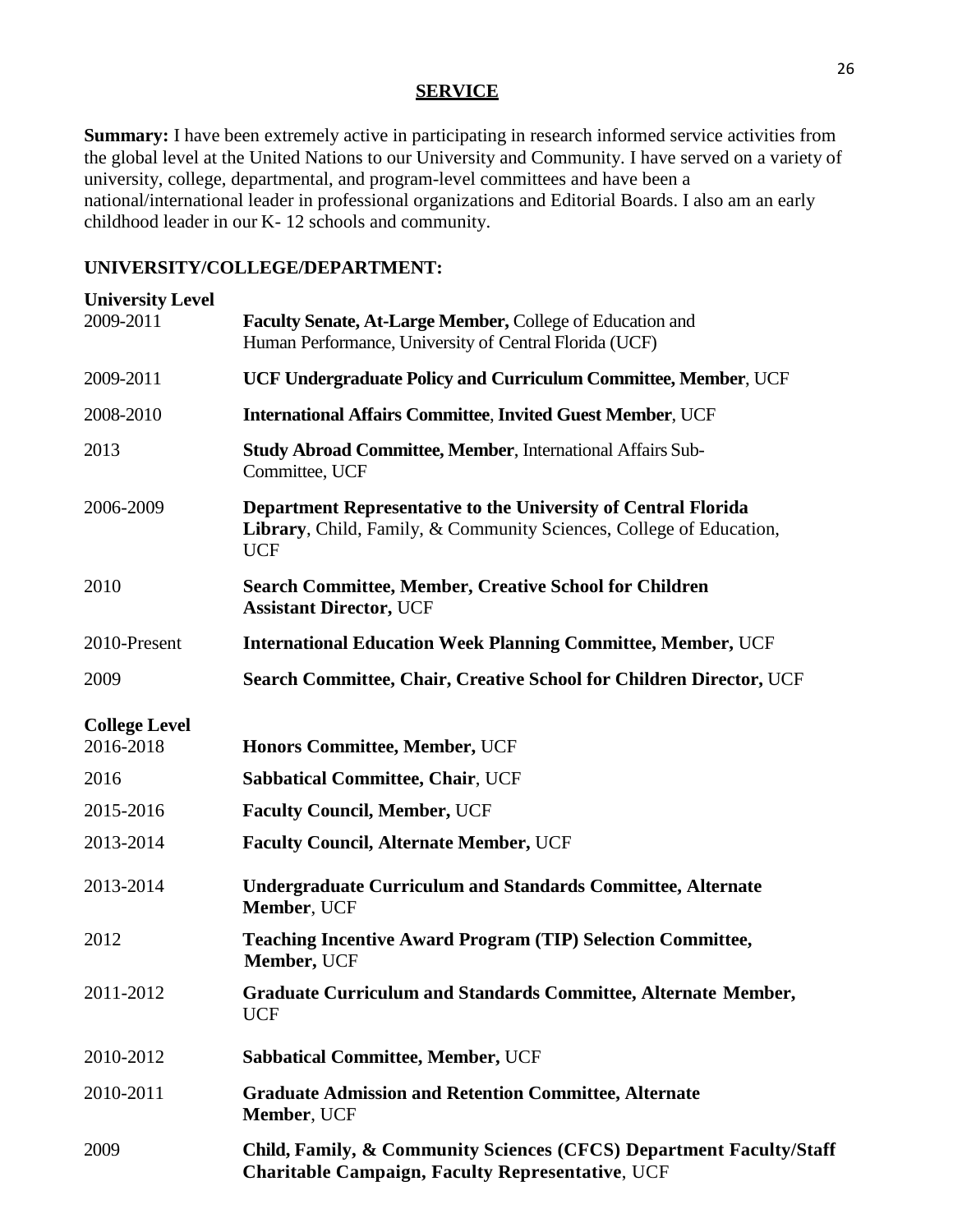# SERVICE

**Summary:** I have been extremely active in participating in research informed service activities from the global level at the United Nations to our University and Community. I have served on a variety of university, college, departmental, and program-level committees and have been a national/international leader in professional organizations and Editorial Boards. I also am an early childhood leader in our K- 12 schools and community.

## UNIVERSITY/COLLEGE/DEPARTMENT:

### University Level

| | |
|---|---|
| 2009-2011 | **Faculty Senate, At-Large Member,** College of Education and Human Performance, University of Central Florida (UCF) |
| 2009-2011 | **UCF Undergraduate Policy and Curriculum Committee, Member**, UCF |
| 2008-2010 | **International Affairs Committee**, **Invited Guest Member**, UCF |
| 2013 | **Study Abroad Committee, Member**, International Affairs Sub-Committee, UCF |
| 2006-2009 | **Department Representative to the University of Central Florida Library**, Child, Family, & Community Sciences, College of Education, UCF |
| 2010 | **Search Committee, Member, Creative School for Children Assistant Director,** UCF |
| 2010-Present | **International Education Week Planning Committee, Member,** UCF |
| 2009 | **Search Committee, Chair, Creative School for Children Director,** UCF |

### College Level

| | |
|---|---|
| 2016-2018 | **Honors Committee, Member,** UCF |
| 2016 | **Sabbatical Committee, Chair**, UCF |
| 2015-2016 | **Faculty Council, Member,** UCF |
| 2013-2014 | **Faculty Council, Alternate Member,** UCF |
| 2013-2014 | **Undergraduate Curriculum and Standards Committee, Alternate Member**, UCF |
| 2012 | **Teaching Incentive Award Program (TIP) Selection Committee, Member,** UCF |
| 2011-2012 | **Graduate Curriculum and Standards Committee, Alternate Member,** UCF |
| 2010-2012 | **Sabbatical Committee, Member,** UCF |
| 2010-2011 | **Graduate Admission and Retention Committee, Alternate Member**, UCF |
| 2009 | **Child, Family, & Community Sciences (CFCS) Department Faculty/Staff Charitable Campaign, Faculty Representative**, UCF |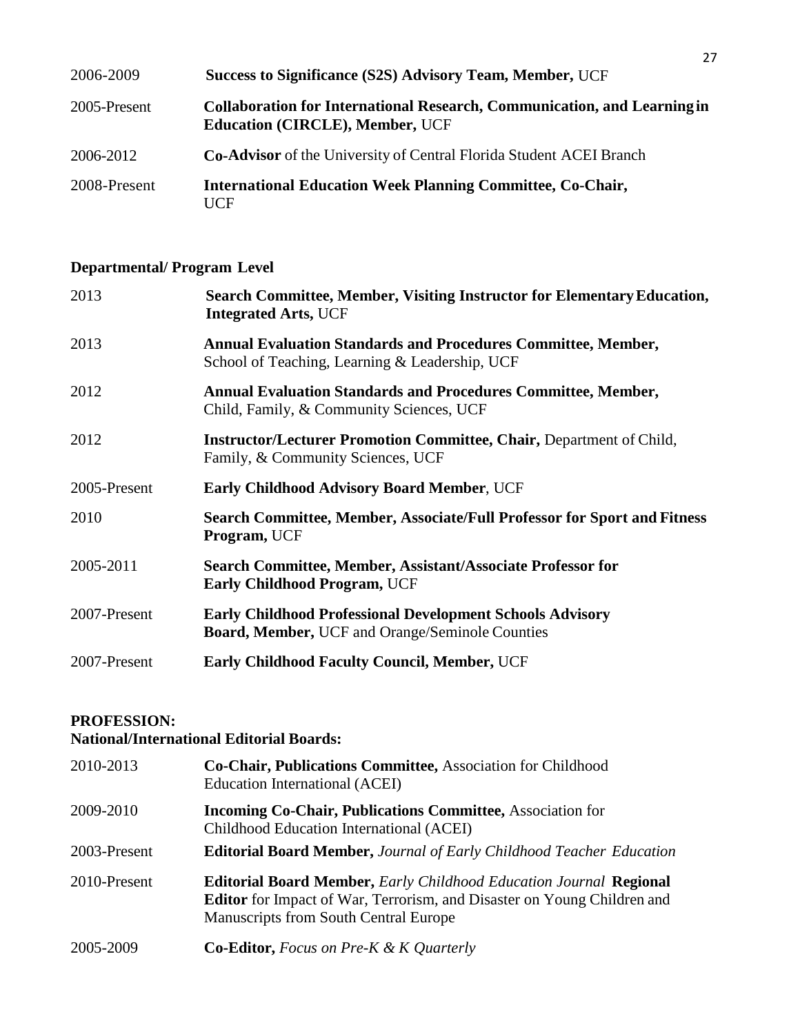| | |
|---|---|
| 2006-2009 | **Success to Significance (S2S) Advisory Team, Member,** UCF |
| 2005-Present | **Collaboration for International Research, Communication, and Learning in Education (CIRCLE), Member,** UCF |
| 2006-2012 | **Co-Advisor** of the University of Central Florida Student ACEI Branch |
| 2008-Present | **International Education Week Planning Committee, Co-Chair,** UCF |

**Departmental/ Program Level**

| | |
|---|---|
| 2013 | **Search Committee, Member, Visiting Instructor for Elementary Education, Integrated Arts,** UCF |
| 2013 | **Annual Evaluation Standards and Procedures Committee, Member,** School of Teaching, Learning & Leadership, UCF |
| 2012 | **Annual Evaluation Standards and Procedures Committee, Member,** Child, Family, & Community Sciences, UCF |
| 2012 | **Instructor/Lecturer Promotion Committee, Chair,** Department of Child, Family, & Community Sciences, UCF |
| 2005-Present | **Early Childhood Advisory Board Member**, UCF |
| 2010 | **Search Committee, Member, Associate/Full Professor for Sport and Fitness Program,** UCF |
| 2005-2011 | **Search Committee, Member, Assistant/Associate Professor for Early Childhood Program,** UCF |
| 2007-Present | **Early Childhood Professional Development Schools Advisory Board, Member,** UCF and Orange/Seminole Counties |
| 2007-Present | **Early Childhood Faculty Council, Member,** UCF |

**PROFESSION:**
**National/International Editorial Boards:**

| | |
|---|---|
| 2010-2013 | **Co-Chair, Publications Committee,** Association for Childhood Education International (ACEI) |
| 2009-2010 | **Incoming Co-Chair, Publications Committee,** Association for Childhood Education International (ACEI) |
| 2003-Present | **Editorial Board Member,** *Journal of Early Childhood Teacher Education* |
| 2010-Present | **Editorial Board Member,** *Early Childhood Education Journal* **Regional Editor** for Impact of War, Terrorism, and Disaster on Young Children and Manuscripts from South Central Europe |
| 2005-2009 | **Co-Editor,** *Focus on Pre-K & K Quarterly* |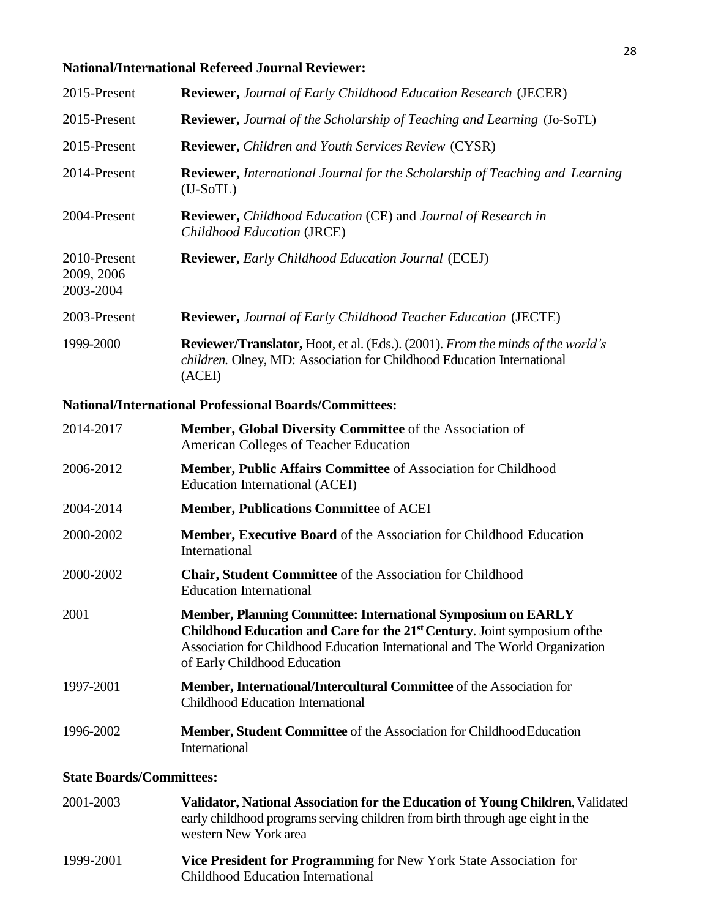**National/International Refereed Journal Reviewer:**

| | |
|---|---|
| 2015-Present | **Reviewer,** *Journal of Early Childhood Education Research* (JECER) |
| 2015-Present | **Reviewer,** *Journal of the Scholarship of Teaching and Learning* (Jo-SoTL) |
| 2015-Present | **Reviewer,** *Children and Youth Services Review* (CYSR) |
| 2014-Present | **Reviewer,** *International Journal for the Scholarship of Teaching and Learning* (IJ-SoTL) |
| 2004-Present | **Reviewer,** *Childhood Education* (CE) and *Journal of Research in Childhood Education* (JRCE) |
| 2010-Present<br>2009, 2006<br>2003-2004 | **Reviewer,** *Early Childhood Education Journal* (ECEJ) |
| 2003-Present | **Reviewer,** *Journal of Early Childhood Teacher Education* (JECTE) |
| 1999-2000 | **Reviewer/Translator,** Hoot, et al. (Eds.). (2001). *From the minds of the world's children.* Olney, MD: Association for Childhood Education International (ACEI) |

**National/International Professional Boards/Committees:**

| | |
|---|---|
| 2014-2017 | **Member, Global Diversity Committee** of the Association of American Colleges of Teacher Education |
| 2006-2012 | **Member, Public Affairs Committee** of Association for Childhood Education International (ACEI) |
| 2004-2014 | **Member, Publications Committee** of ACEI |
| 2000-2002 | **Member, Executive Board** of the Association for Childhood Education International |
| 2000-2002 | **Chair, Student Committee** of the Association for Childhood Education International |
| 2001 | **Member, Planning Committee: International Symposium on EARLY Childhood Education and Care for the 21st Century**. Joint symposium of the Association for Childhood Education International and The World Organization of Early Childhood Education |
| 1997-2001 | **Member, International/Intercultural Committee** of the Association for Childhood Education International |
| 1996-2002 | **Member, Student Committee** of the Association for Childhood Education International |

**State Boards/Committees:**

| | |
|---|---|
| 2001-2003 | **Validator, National Association for the Education of Young Children**, Validated early childhood programs serving children from birth through age eight in the western New York area |
| 1999-2001 | **Vice President for Programming** for New York State Association for Childhood Education International |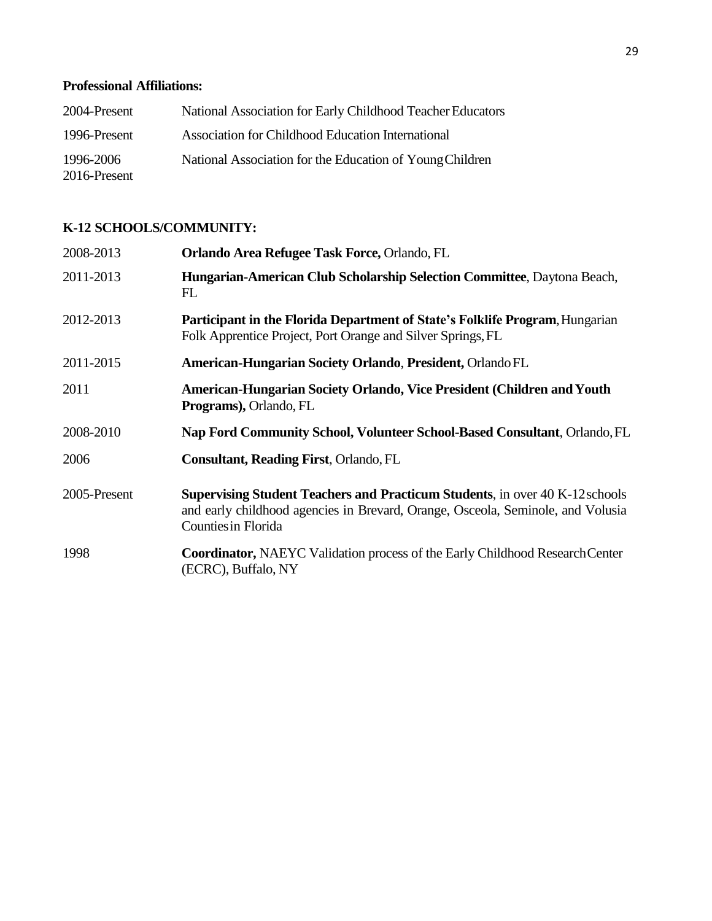**Professional Affiliations:**

| | |
|---|---|
| 2004-Present | National Association for Early Childhood Teacher Educators |
| 1996-Present | Association for Childhood Education International |
| 1996-2006<br>2016-Present | National Association for the Education of Young Children |

**K-12 SCHOOLS/COMMUNITY:**

| | |
|---|---|
| 2008-2013 | **Orlando Area Refugee Task Force,** Orlando, FL |
| 2011-2013 | **Hungarian-American Club Scholarship Selection Committee**, Daytona Beach, FL |
| 2012-2013 | **Participant in the Florida Department of State's Folklife Program**, Hungarian Folk Apprentice Project, Port Orange and Silver Springs, FL |
| 2011-2015 | **American-Hungarian Society Orlando**, **President,** Orlando FL |
| 2011 | **American-Hungarian Society Orlando, Vice President (Children and Youth Programs),** Orlando, FL |
| 2008-2010 | **Nap Ford Community School, Volunteer School-Based Consultant**, Orlando, FL |
| 2006 | **Consultant, Reading First**, Orlando, FL |
| 2005-Present | **Supervising Student Teachers and Practicum Students**, in over 40 K-12 schools and early childhood agencies in Brevard, Orange, Osceola, Seminole, and Volusia Counties in Florida |
| 1998 | **Coordinator,** NAEYC Validation process of the Early Childhood Research Center (ECRC), Buffalo, NY |